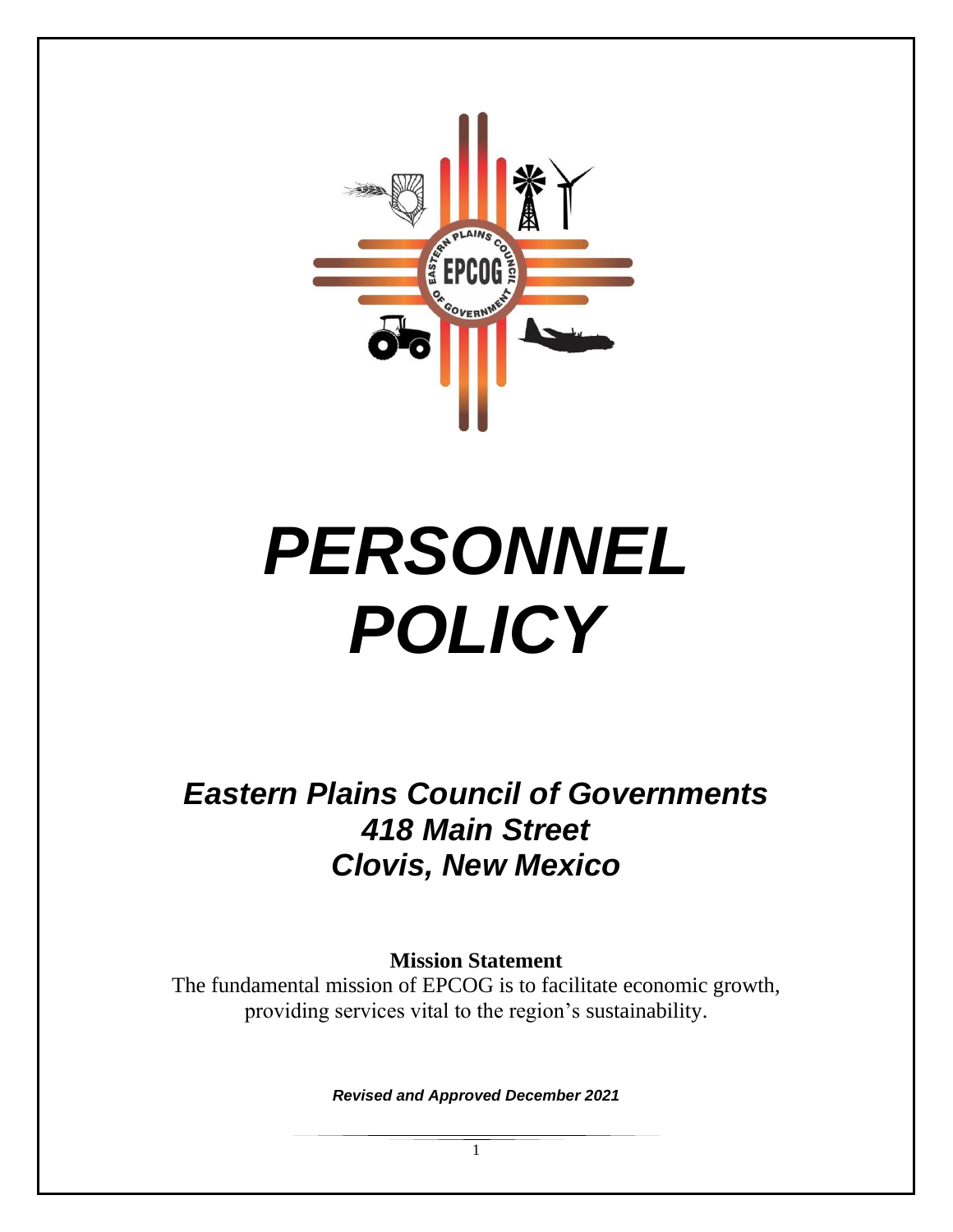# *PERSONNEL POLICY*

## *Eastern Plains Council of Governments*
## *418 Main Street*
## *Clovis, New Mexico*

**Mission Statement**

The fundamental mission of EPCOG is to facilitate economic growth, providing services vital to the region's sustainability.

***Revised and Approved December 2021***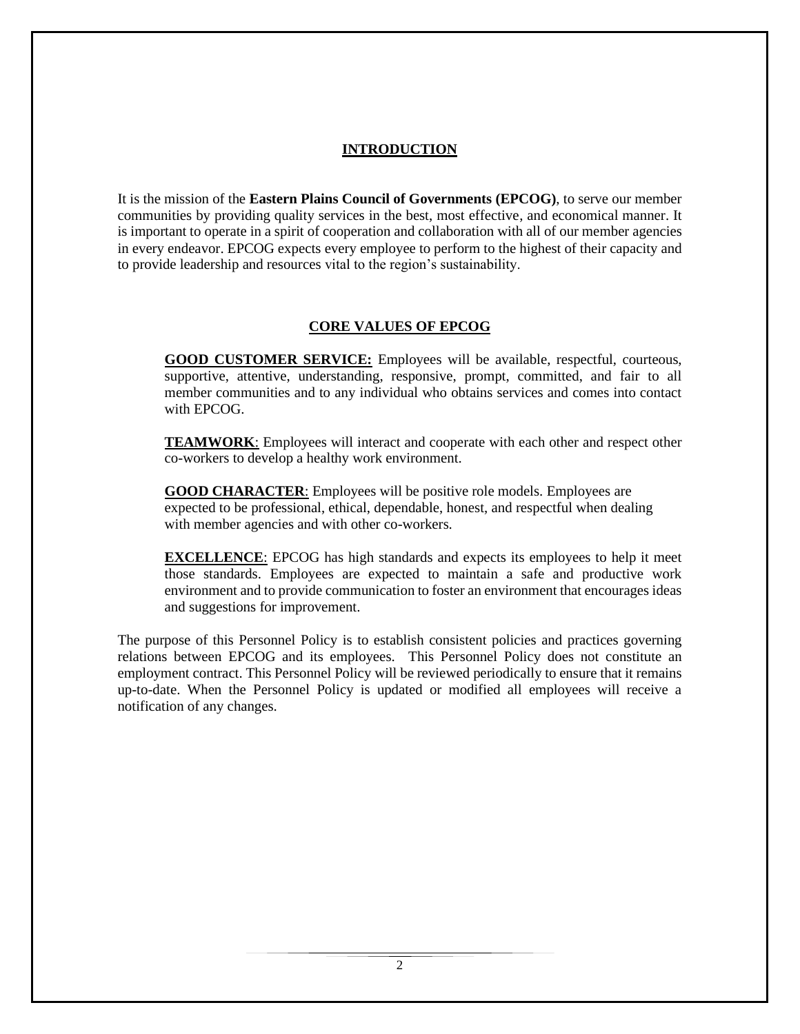## INTRODUCTION

It is the mission of the **Eastern Plains Council of Governments (EPCOG)**, to serve our member communities by providing quality services in the best, most effective, and economical manner. It is important to operate in a spirit of cooperation and collaboration with all of our member agencies in every endeavor. EPCOG expects every employee to perform to the highest of their capacity and to provide leadership and resources vital to the region's sustainability.

## CORE VALUES OF EPCOG

**GOOD CUSTOMER SERVICE:** Employees will be available, respectful, courteous, supportive, attentive, understanding, responsive, prompt, committed, and fair to all member communities and to any individual who obtains services and comes into contact with EPCOG.

**TEAMWORK**: Employees will interact and cooperate with each other and respect other co-workers to develop a healthy work environment.

**GOOD CHARACTER**: Employees will be positive role models. Employees are expected to be professional, ethical, dependable, honest, and respectful when dealing with member agencies and with other co-workers.

**EXCELLENCE**: EPCOG has high standards and expects its employees to help it meet those standards. Employees are expected to maintain a safe and productive work environment and to provide communication to foster an environment that encourages ideas and suggestions for improvement.

The purpose of this Personnel Policy is to establish consistent policies and practices governing relations between EPCOG and its employees. This Personnel Policy does not constitute an employment contract. This Personnel Policy will be reviewed periodically to ensure that it remains up-to-date. When the Personnel Policy is updated or modified all employees will receive a notification of any changes.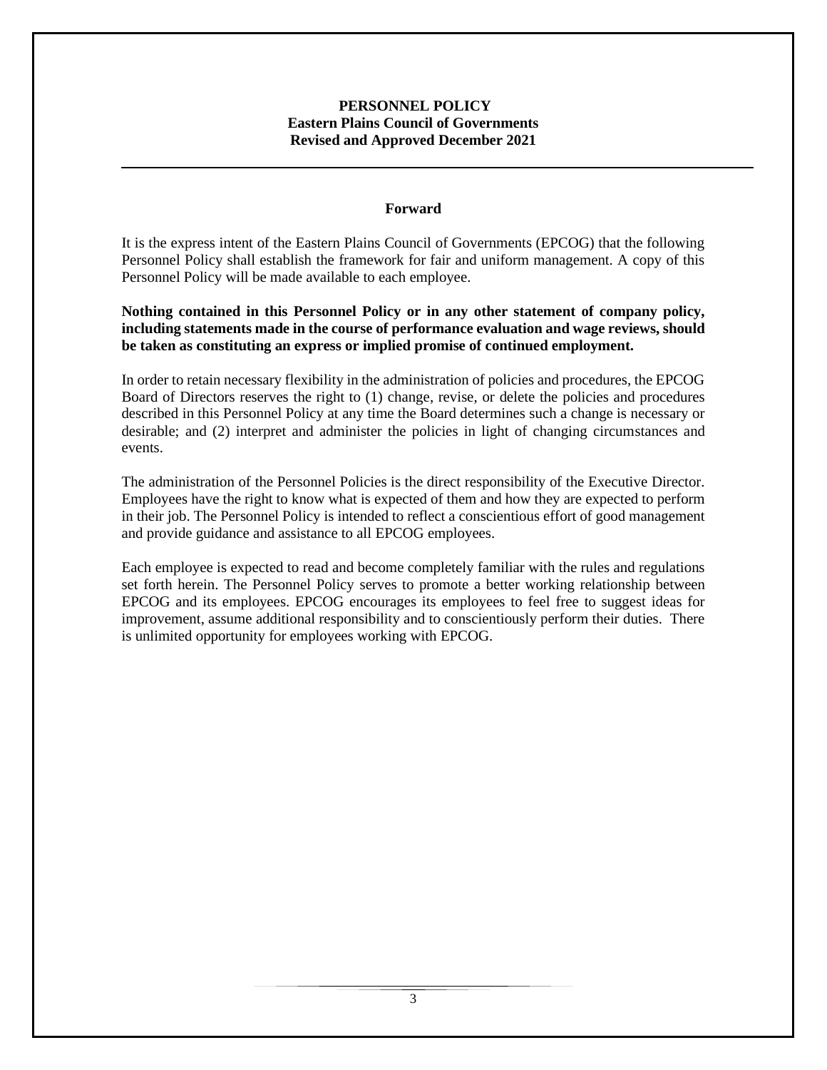**PERSONNEL POLICY**
**Eastern Plains Council of Governments**
**Revised and Approved December 2021**

---

## Forward

It is the express intent of the Eastern Plains Council of Governments (EPCOG) that the following Personnel Policy shall establish the framework for fair and uniform management. A copy of this Personnel Policy will be made available to each employee.

**Nothing contained in this Personnel Policy or in any other statement of company policy, including statements made in the course of performance evaluation and wage reviews, should be taken as constituting an express or implied promise of continued employment.**

In order to retain necessary flexibility in the administration of policies and procedures, the EPCOG Board of Directors reserves the right to (1) change, revise, or delete the policies and procedures described in this Personnel Policy at any time the Board determines such a change is necessary or desirable; and (2) interpret and administer the policies in light of changing circumstances and events.

The administration of the Personnel Policies is the direct responsibility of the Executive Director. Employees have the right to know what is expected of them and how they are expected to perform in their job. The Personnel Policy is intended to reflect a conscientious effort of good management and provide guidance and assistance to all EPCOG employees.

Each employee is expected to read and become completely familiar with the rules and regulations set forth herein. The Personnel Policy serves to promote a better working relationship between EPCOG and its employees. EPCOG encourages its employees to feel free to suggest ideas for improvement, assume additional responsibility and to conscientiously perform their duties. There is unlimited opportunity for employees working with EPCOG.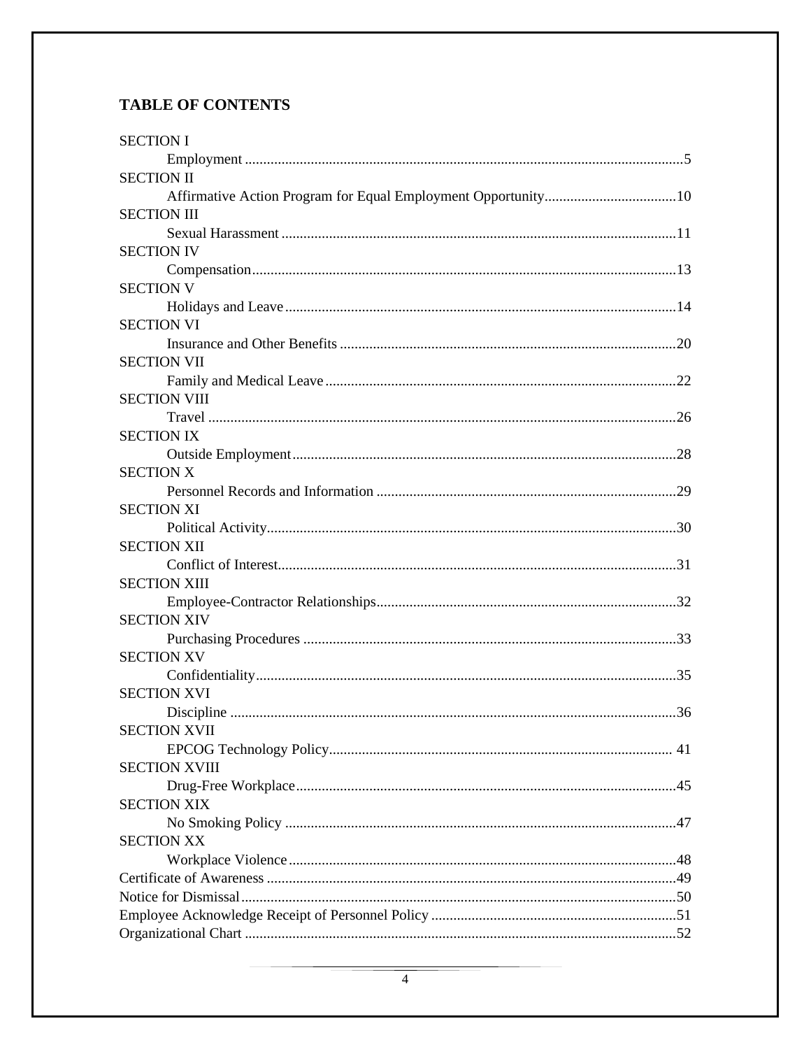# TABLE OF CONTENTS

SECTION I
- Employment ....................................................................................................................5

SECTION II
- Affirmative Action Program for Equal Employment Opportunity....................................10

SECTION III
- Sexual Harassment ...........................................................................................................11

SECTION IV
- Compensation...................................................................................................................13

SECTION V
- Holidays and Leave ..........................................................................................................14

SECTION VI
- Insurance and Other Benefits ...........................................................................................20

SECTION VII
- Family and Medical Leave ...............................................................................................22

SECTION VIII
- Travel ...............................................................................................................................26

SECTION IX
- Outside Employment........................................................................................................28

SECTION X
- Personnel Records and Information .................................................................................29

SECTION XI
- Political Activity...............................................................................................................30

SECTION XII
- Conflict of Interest............................................................................................................31

SECTION XIII
- Employee-Contractor Relationships.................................................................................32

SECTION XIV
- Purchasing Procedures .....................................................................................................33

SECTION XV
- Confidentiality..................................................................................................................35

SECTION XVI
- Discipline .........................................................................................................................36

SECTION XVII
- EPCOG Technology Policy............................................................................................. 41

SECTION XVIII
- Drug-Free Workplace.......................................................................................................45

SECTION XIX
- No Smoking Policy ..........................................................................................................47

SECTION XX
- Workplace Violence .........................................................................................................48

Certificate of Awareness ...............................................................................................................49

Notice for Dismissal......................................................................................................................50

Employee Acknowledge Receipt of Personnel Policy ..................................................................51

Organizational Chart .....................................................................................................................52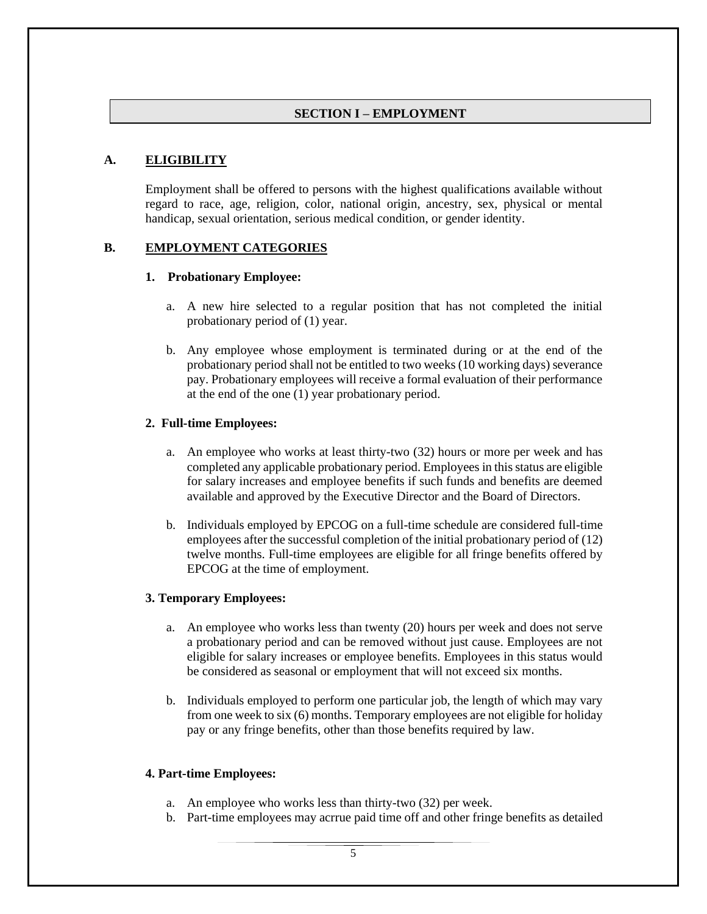## SECTION I – EMPLOYMENT

### A. ELIGIBILITY

Employment shall be offered to persons with the highest qualifications available without regard to race, age, religion, color, national origin, ancestry, sex, physical or mental handicap, sexual orientation, serious medical condition, or gender identity.

### B. EMPLOYMENT CATEGORIES

**1. Probationary Employee:**

a. A new hire selected to a regular position that has not completed the initial probationary period of (1) year.

b. Any employee whose employment is terminated during or at the end of the probationary period shall not be entitled to two weeks (10 working days) severance pay. Probationary employees will receive a formal evaluation of their performance at the end of the one (1) year probationary period.

**2. Full-time Employees:**

a. An employee who works at least thirty-two (32) hours or more per week and has completed any applicable probationary period. Employees in this status are eligible for salary increases and employee benefits if such funds and benefits are deemed available and approved by the Executive Director and the Board of Directors.

b. Individuals employed by EPCOG on a full-time schedule are considered full-time employees after the successful completion of the initial probationary period of (12) twelve months. Full-time employees are eligible for all fringe benefits offered by EPCOG at the time of employment.

**3. Temporary Employees:**

a. An employee who works less than twenty (20) hours per week and does not serve a probationary period and can be removed without just cause. Employees are not eligible for salary increases or employee benefits. Employees in this status would be considered as seasonal or employment that will not exceed six months.

b. Individuals employed to perform one particular job, the length of which may vary from one week to six (6) months. Temporary employees are not eligible for holiday pay or any fringe benefits, other than those benefits required by law.

**4. Part-time Employees:**

a. An employee who works less than thirty-two (32) per week.
b. Part-time employees may acrrue paid time off and other fringe benefits as detailed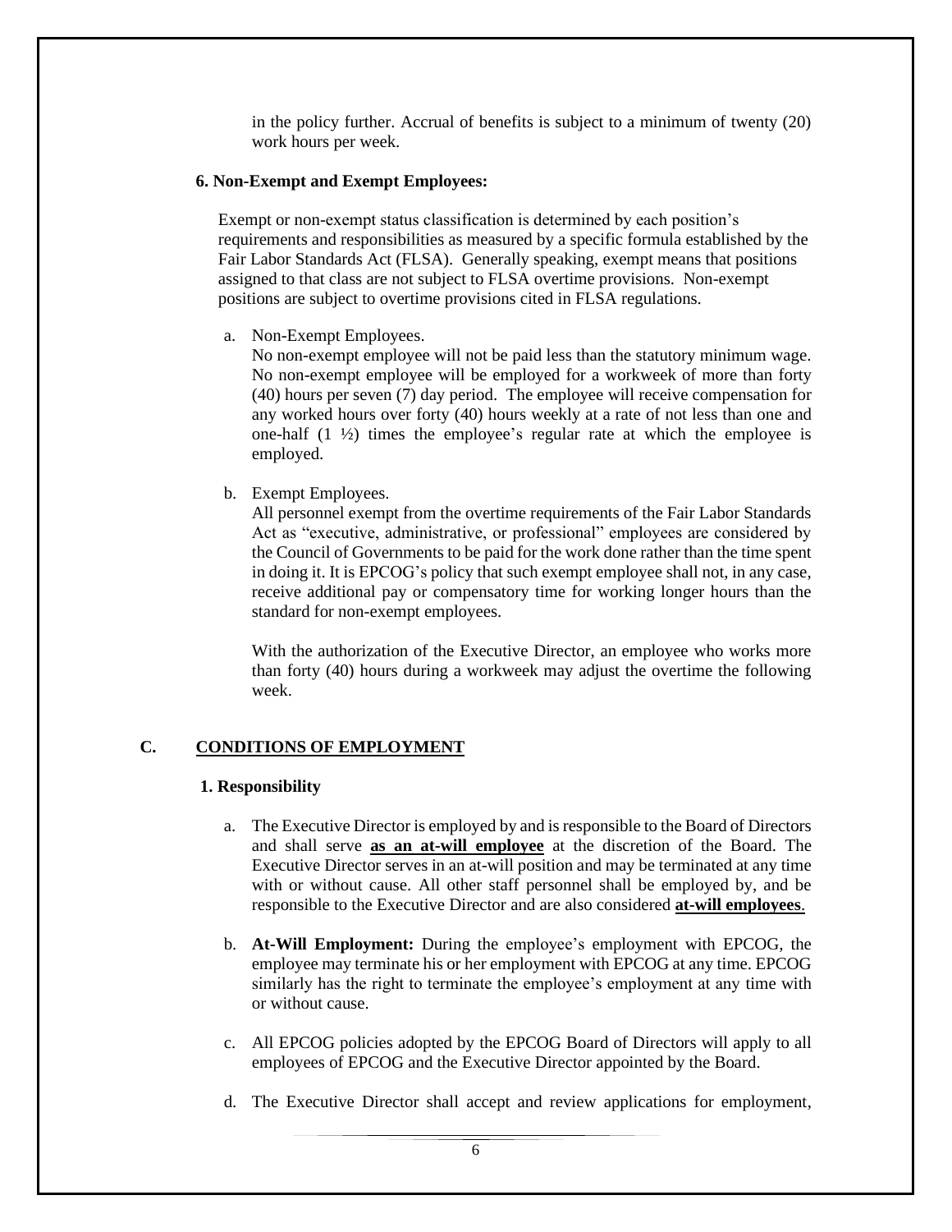in the policy further. Accrual of benefits is subject to a minimum of twenty (20) work hours per week.

**6. Non-Exempt and Exempt Employees:**

Exempt or non-exempt status classification is determined by each position's requirements and responsibilities as measured by a specific formula established by the Fair Labor Standards Act (FLSA). Generally speaking, exempt means that positions assigned to that class are not subject to FLSA overtime provisions. Non-exempt positions are subject to overtime provisions cited in FLSA regulations.

a. Non-Exempt Employees.
   No non-exempt employee will not be paid less than the statutory minimum wage. No non-exempt employee will be employed for a workweek of more than forty (40) hours per seven (7) day period. The employee will receive compensation for any worked hours over forty (40) hours weekly at a rate of not less than one and one-half (1 ½) times the employee's regular rate at which the employee is employed.

b. Exempt Employees.
   All personnel exempt from the overtime requirements of the Fair Labor Standards Act as "executive, administrative, or professional" employees are considered by the Council of Governments to be paid for the work done rather than the time spent in doing it. It is EPCOG's policy that such exempt employee shall not, in any case, receive additional pay or compensatory time for working longer hours than the standard for non-exempt employees.

   With the authorization of the Executive Director, an employee who works more than forty (40) hours during a workweek may adjust the overtime the following week.

## C. CONDITIONS OF EMPLOYMENT

**1. Responsibility**

a. The Executive Director is employed by and is responsible to the Board of Directors and shall serve **as an at-will employee** at the discretion of the Board. The Executive Director serves in an at-will position and may be terminated at any time with or without cause. All other staff personnel shall be employed by, and be responsible to the Executive Director and are also considered **at-will employees**.

b. **At-Will Employment:** During the employee's employment with EPCOG, the employee may terminate his or her employment with EPCOG at any time. EPCOG similarly has the right to terminate the employee's employment at any time with or without cause.

c. All EPCOG policies adopted by the EPCOG Board of Directors will apply to all employees of EPCOG and the Executive Director appointed by the Board.

d. The Executive Director shall accept and review applications for employment,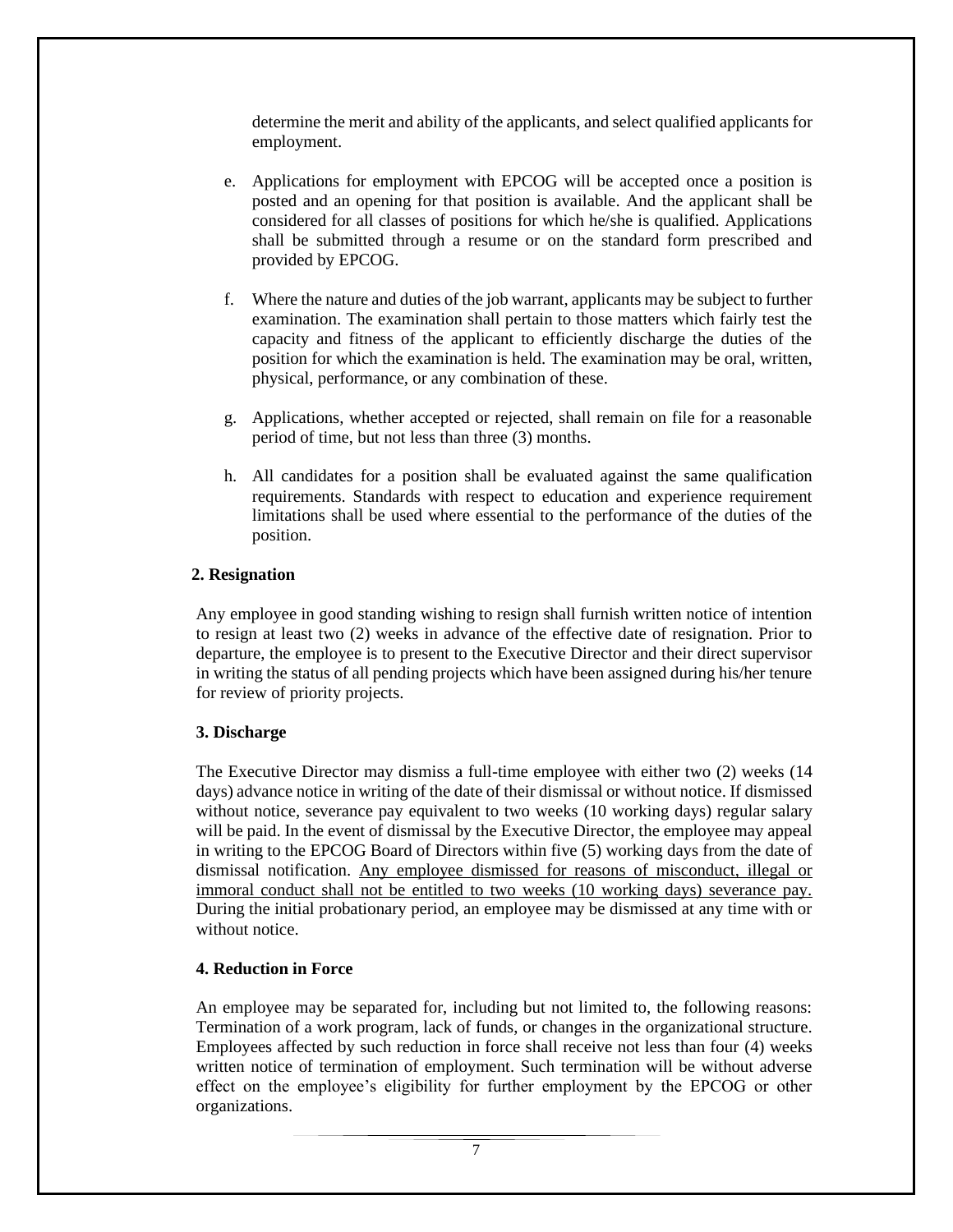determine the merit and ability of the applicants, and select qualified applicants for employment.

e. Applications for employment with EPCOG will be accepted once a position is posted and an opening for that position is available. And the applicant shall be considered for all classes of positions for which he/she is qualified. Applications shall be submitted through a resume or on the standard form prescribed and provided by EPCOG.

f. Where the nature and duties of the job warrant, applicants may be subject to further examination. The examination shall pertain to those matters which fairly test the capacity and fitness of the applicant to efficiently discharge the duties of the position for which the examination is held. The examination may be oral, written, physical, performance, or any combination of these.

g. Applications, whether accepted or rejected, shall remain on file for a reasonable period of time, but not less than three (3) months.

h. All candidates for a position shall be evaluated against the same qualification requirements. Standards with respect to education and experience requirement limitations shall be used where essential to the performance of the duties of the position.

**2. Resignation**

Any employee in good standing wishing to resign shall furnish written notice of intention to resign at least two (2) weeks in advance of the effective date of resignation. Prior to departure, the employee is to present to the Executive Director and their direct supervisor in writing the status of all pending projects which have been assigned during his/her tenure for review of priority projects.

**3. Discharge**

The Executive Director may dismiss a full-time employee with either two (2) weeks (14 days) advance notice in writing of the date of their dismissal or without notice. If dismissed without notice, severance pay equivalent to two weeks (10 working days) regular salary will be paid. In the event of dismissal by the Executive Director, the employee may appeal in writing to the EPCOG Board of Directors within five (5) working days from the date of dismissal notification. <u>Any employee dismissed for reasons of misconduct, illegal or immoral conduct shall not be entitled to two weeks (10 working days) severance pay.</u> During the initial probationary period, an employee may be dismissed at any time with or without notice.

**4. Reduction in Force**

An employee may be separated for, including but not limited to, the following reasons: Termination of a work program, lack of funds, or changes in the organizational structure. Employees affected by such reduction in force shall receive not less than four (4) weeks written notice of termination of employment. Such termination will be without adverse effect on the employee's eligibility for further employment by the EPCOG or other organizations.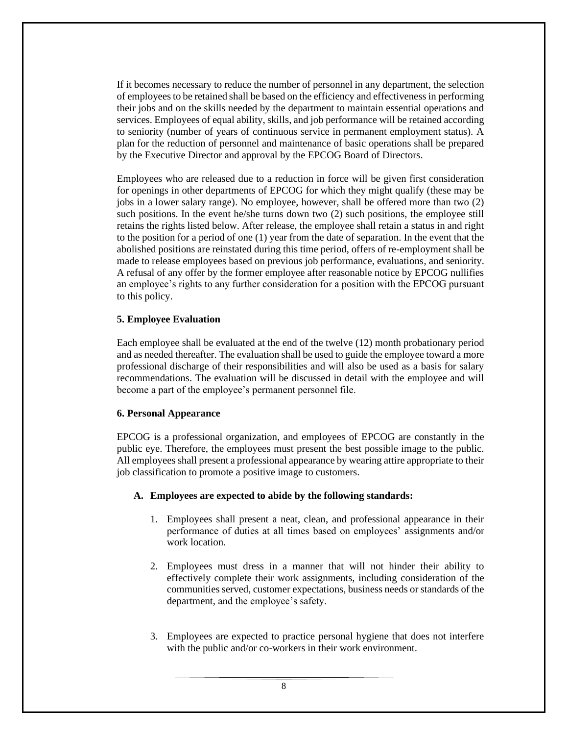If it becomes necessary to reduce the number of personnel in any department, the selection of employees to be retained shall be based on the efficiency and effectiveness in performing their jobs and on the skills needed by the department to maintain essential operations and services. Employees of equal ability, skills, and job performance will be retained according to seniority (number of years of continuous service in permanent employment status). A plan for the reduction of personnel and maintenance of basic operations shall be prepared by the Executive Director and approval by the EPCOG Board of Directors.

Employees who are released due to a reduction in force will be given first consideration for openings in other departments of EPCOG for which they might qualify (these may be jobs in a lower salary range). No employee, however, shall be offered more than two (2) such positions. In the event he/she turns down two (2) such positions, the employee still retains the rights listed below. After release, the employee shall retain a status in and right to the position for a period of one (1) year from the date of separation. In the event that the abolished positions are reinstated during this time period, offers of re-employment shall be made to release employees based on previous job performance, evaluations, and seniority. A refusal of any offer by the former employee after reasonable notice by EPCOG nullifies an employee's rights to any further consideration for a position with the EPCOG pursuant to this policy.

**5. Employee Evaluation**

Each employee shall be evaluated at the end of the twelve (12) month probationary period and as needed thereafter. The evaluation shall be used to guide the employee toward a more professional discharge of their responsibilities and will also be used as a basis for salary recommendations. The evaluation will be discussed in detail with the employee and will become a part of the employee's permanent personnel file.

**6. Personal Appearance**

EPCOG is a professional organization, and employees of EPCOG are constantly in the public eye. Therefore, the employees must present the best possible image to the public. All employees shall present a professional appearance by wearing attire appropriate to their job classification to promote a positive image to customers.

**A. Employees are expected to abide by the following standards:**

1. Employees shall present a neat, clean, and professional appearance in their performance of duties at all times based on employees' assignments and/or work location.

2. Employees must dress in a manner that will not hinder their ability to effectively complete their work assignments, including consideration of the communities served, customer expectations, business needs or standards of the department, and the employee's safety.

3. Employees are expected to practice personal hygiene that does not interfere with the public and/or co-workers in their work environment.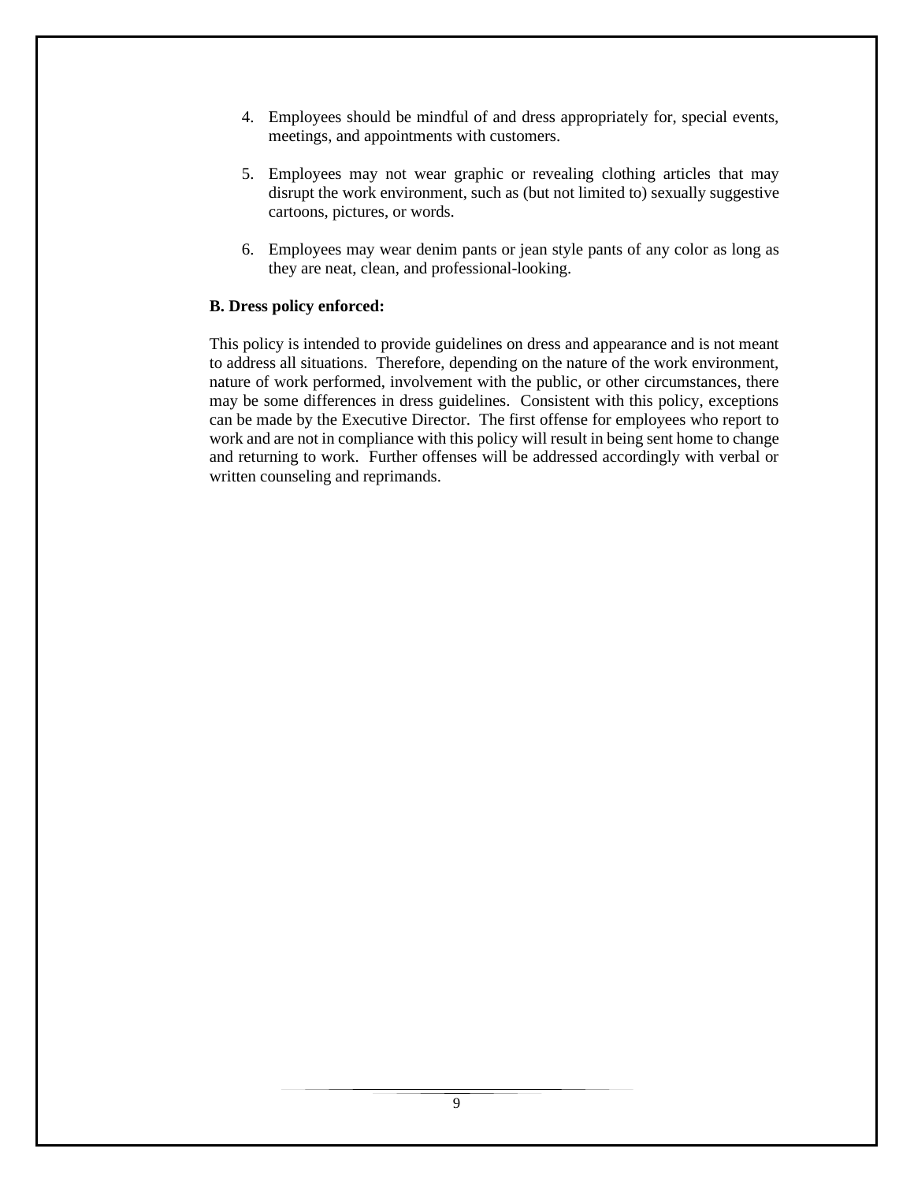4. Employees should be mindful of and dress appropriately for, special events, meetings, and appointments with customers.

5. Employees may not wear graphic or revealing clothing articles that may disrupt the work environment, such as (but not limited to) sexually suggestive cartoons, pictures, or words.

6. Employees may wear denim pants or jean style pants of any color as long as they are neat, clean, and professional-looking.

**B. Dress policy enforced:**

This policy is intended to provide guidelines on dress and appearance and is not meant to address all situations. Therefore, depending on the nature of the work environment, nature of work performed, involvement with the public, or other circumstances, there may be some differences in dress guidelines. Consistent with this policy, exceptions can be made by the Executive Director. The first offense for employees who report to work and are not in compliance with this policy will result in being sent home to change and returning to work. Further offenses will be addressed accordingly with verbal or written counseling and reprimands.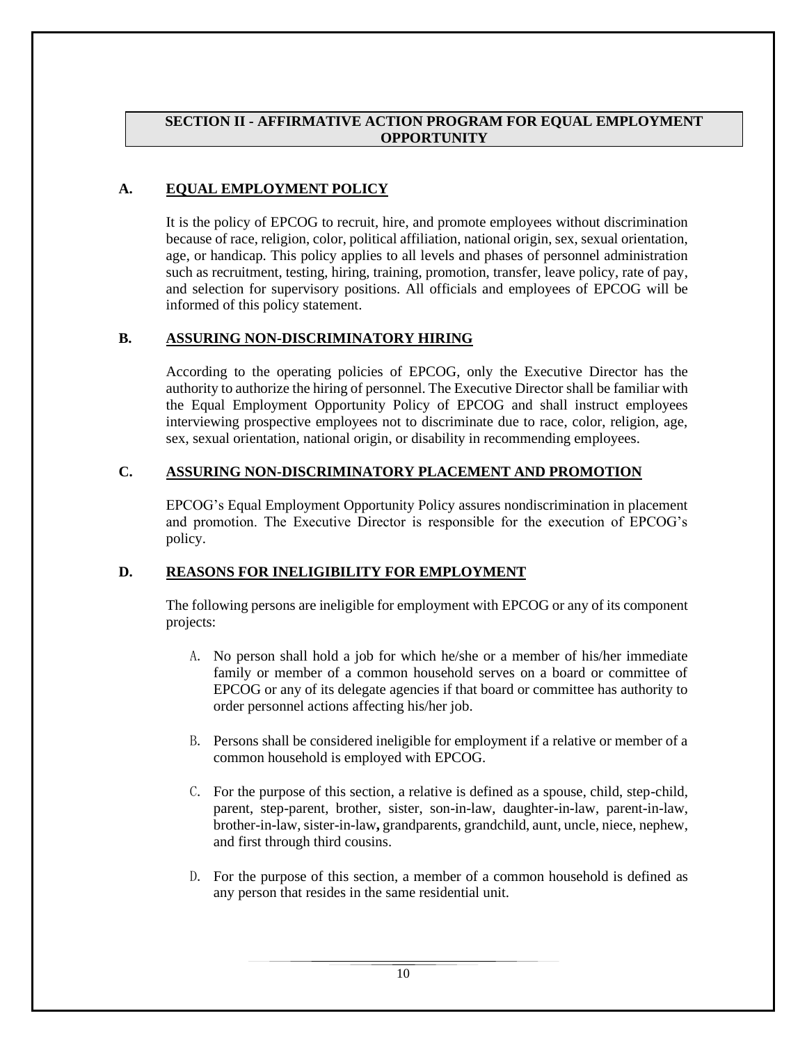## SECTION II - AFFIRMATIVE ACTION PROGRAM FOR EQUAL EMPLOYMENT OPPORTUNITY

### A. EQUAL EMPLOYMENT POLICY

It is the policy of EPCOG to recruit, hire, and promote employees without discrimination because of race, religion, color, political affiliation, national origin, sex, sexual orientation, age, or handicap. This policy applies to all levels and phases of personnel administration such as recruitment, testing, hiring, training, promotion, transfer, leave policy, rate of pay, and selection for supervisory positions. All officials and employees of EPCOG will be informed of this policy statement.

### B. ASSURING NON-DISCRIMINATORY HIRING

According to the operating policies of EPCOG, only the Executive Director has the authority to authorize the hiring of personnel. The Executive Director shall be familiar with the Equal Employment Opportunity Policy of EPCOG and shall instruct employees interviewing prospective employees not to discriminate due to race, color, religion, age, sex, sexual orientation, national origin, or disability in recommending employees.

### C. ASSURING NON-DISCRIMINATORY PLACEMENT AND PROMOTION

EPCOG's Equal Employment Opportunity Policy assures nondiscrimination in placement and promotion. The Executive Director is responsible for the execution of EPCOG's policy.

### D. REASONS FOR INELIGIBILITY FOR EMPLOYMENT

The following persons are ineligible for employment with EPCOG or any of its component projects:

A. No person shall hold a job for which he/she or a member of his/her immediate family or member of a common household serves on a board or committee of EPCOG or any of its delegate agencies if that board or committee has authority to order personnel actions affecting his/her job.

B. Persons shall be considered ineligible for employment if a relative or member of a common household is employed with EPCOG.

C. For the purpose of this section, a relative is defined as a spouse, child, step-child, parent, step-parent, brother, sister, son-in-law, daughter-in-law, parent-in-law, brother-in-law, sister-in-law**,** grandparents, grandchild, aunt, uncle, niece, nephew, and first through third cousins.

D. For the purpose of this section, a member of a common household is defined as any person that resides in the same residential unit.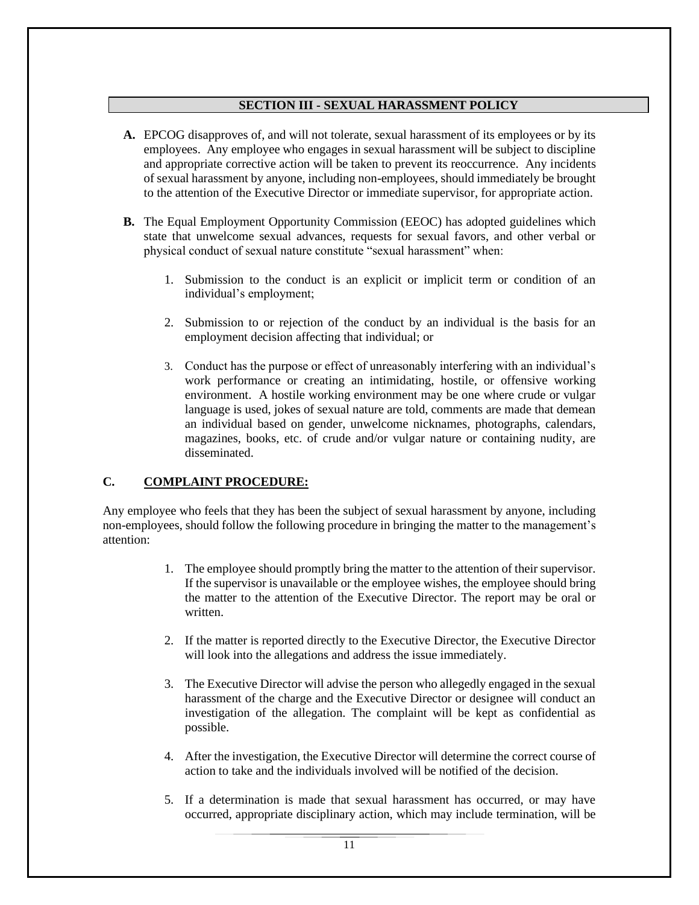## SECTION III - SEXUAL HARASSMENT POLICY

**A.** EPCOG disapproves of, and will not tolerate, sexual harassment of its employees or by its employees. Any employee who engages in sexual harassment will be subject to discipline and appropriate corrective action will be taken to prevent its reoccurrence. Any incidents of sexual harassment by anyone, including non-employees, should immediately be brought to the attention of the Executive Director or immediate supervisor, for appropriate action.

**B.** The Equal Employment Opportunity Commission (EEOC) has adopted guidelines which state that unwelcome sexual advances, requests for sexual favors, and other verbal or physical conduct of sexual nature constitute "sexual harassment" when:

1. Submission to the conduct is an explicit or implicit term or condition of an individual's employment;

2. Submission to or rejection of the conduct by an individual is the basis for an employment decision affecting that individual; or

3. Conduct has the purpose or effect of unreasonably interfering with an individual's work performance or creating an intimidating, hostile, or offensive working environment. A hostile working environment may be one where crude or vulgar language is used, jokes of sexual nature are told, comments are made that demean an individual based on gender, unwelcome nicknames, photographs, calendars, magazines, books, etc. of crude and/or vulgar nature or containing nudity, are disseminated.

### C. COMPLAINT PROCEDURE:

Any employee who feels that they has been the subject of sexual harassment by anyone, including non-employees, should follow the following procedure in bringing the matter to the management's attention:

1. The employee should promptly bring the matter to the attention of their supervisor. If the supervisor is unavailable or the employee wishes, the employee should bring the matter to the attention of the Executive Director. The report may be oral or written.

2. If the matter is reported directly to the Executive Director, the Executive Director will look into the allegations and address the issue immediately.

3. The Executive Director will advise the person who allegedly engaged in the sexual harassment of the charge and the Executive Director or designee will conduct an investigation of the allegation. The complaint will be kept as confidential as possible.

4. After the investigation, the Executive Director will determine the correct course of action to take and the individuals involved will be notified of the decision.

5. If a determination is made that sexual harassment has occurred, or may have occurred, appropriate disciplinary action, which may include termination, will be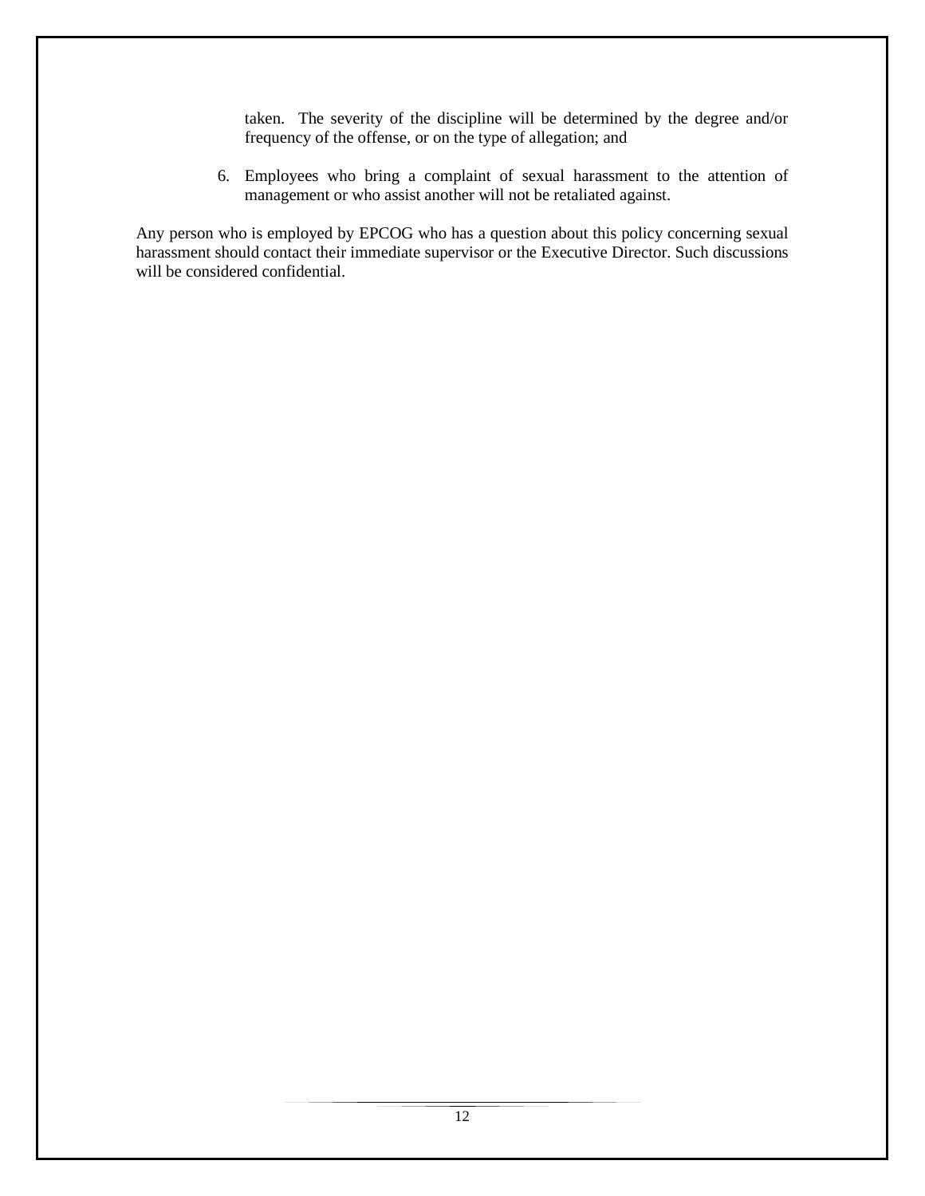taken. The severity of the discipline will be determined by the degree and/or frequency of the offense, or on the type of allegation; and

6. Employees who bring a complaint of sexual harassment to the attention of management or who assist another will not be retaliated against.

Any person who is employed by EPCOG who has a question about this policy concerning sexual harassment should contact their immediate supervisor or the Executive Director. Such discussions will be considered confidential.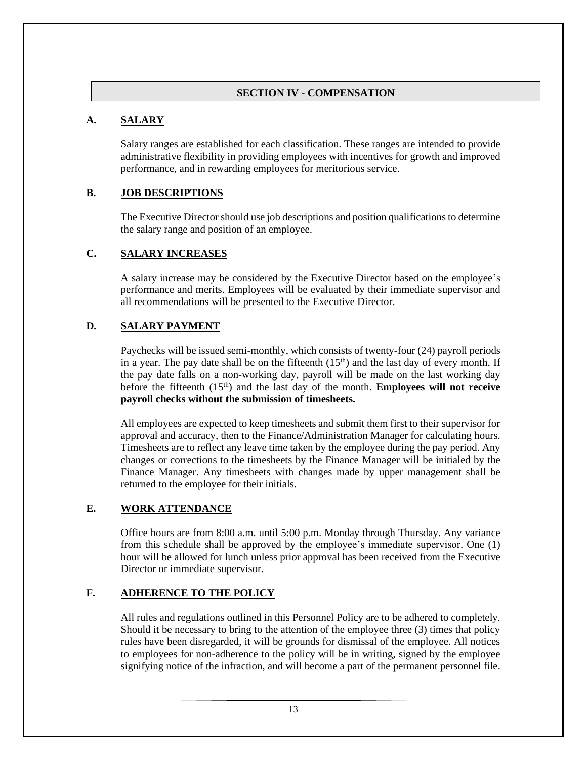## SECTION IV - COMPENSATION

### A. SALARY

Salary ranges are established for each classification. These ranges are intended to provide administrative flexibility in providing employees with incentives for growth and improved performance, and in rewarding employees for meritorious service.

### B. JOB DESCRIPTIONS

The Executive Director should use job descriptions and position qualifications to determine the salary range and position of an employee.

### C. SALARY INCREASES

A salary increase may be considered by the Executive Director based on the employee's performance and merits. Employees will be evaluated by their immediate supervisor and all recommendations will be presented to the Executive Director.

### D. SALARY PAYMENT

Paychecks will be issued semi-monthly, which consists of twenty-four (24) payroll periods in a year. The pay date shall be on the fifteenth (15th) and the last day of every month. If the pay date falls on a non-working day, payroll will be made on the last working day before the fifteenth (15th) and the last day of the month. **Employees will not receive payroll checks without the submission of timesheets.**

All employees are expected to keep timesheets and submit them first to their supervisor for approval and accuracy, then to the Finance/Administration Manager for calculating hours. Timesheets are to reflect any leave time taken by the employee during the pay period. Any changes or corrections to the timesheets by the Finance Manager will be initialed by the Finance Manager. Any timesheets with changes made by upper management shall be returned to the employee for their initials.

### E. WORK ATTENDANCE

Office hours are from 8:00 a.m. until 5:00 p.m. Monday through Thursday. Any variance from this schedule shall be approved by the employee's immediate supervisor. One (1) hour will be allowed for lunch unless prior approval has been received from the Executive Director or immediate supervisor.

### F. ADHERENCE TO THE POLICY

All rules and regulations outlined in this Personnel Policy are to be adhered to completely. Should it be necessary to bring to the attention of the employee three (3) times that policy rules have been disregarded, it will be grounds for dismissal of the employee. All notices to employees for non-adherence to the policy will be in writing, signed by the employee signifying notice of the infraction, and will become a part of the permanent personnel file.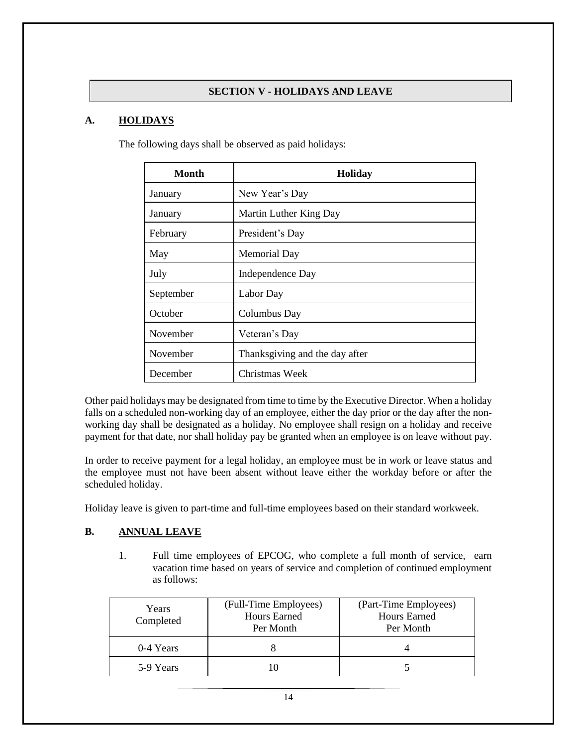## SECTION V - HOLIDAYS AND LEAVE

### A. HOLIDAYS

The following days shall be observed as paid holidays:

| Month | Holiday |
|---|---|
| January | New Year's Day |
| January | Martin Luther King Day |
| February | President's Day |
| May | Memorial Day |
| July | Independence Day |
| September | Labor Day |
| October | Columbus Day |
| November | Veteran's Day |
| November | Thanksgiving and the day after |
| December | Christmas Week |

Other paid holidays may be designated from time to time by the Executive Director. When a holiday falls on a scheduled non-working day of an employee, either the day prior or the day after the non-working day shall be designated as a holiday. No employee shall resign on a holiday and receive payment for that date, nor shall holiday pay be granted when an employee is on leave without pay.

In order to receive payment for a legal holiday, an employee must be in work or leave status and the employee must not have been absent without leave either the workday before or after the scheduled holiday.

Holiday leave is given to part-time and full-time employees based on their standard workweek.

### B. ANNUAL LEAVE

1. Full time employees of EPCOG, who complete a full month of service, earn vacation time based on years of service and completion of continued employment as follows:

| Years Completed | (Full-Time Employees) Hours Earned Per Month | (Part-Time Employees) Hours Earned Per Month |
|---|---|---|
| 0-4 Years | 8 | 4 |
| 5-9 Years | 10 | 5 |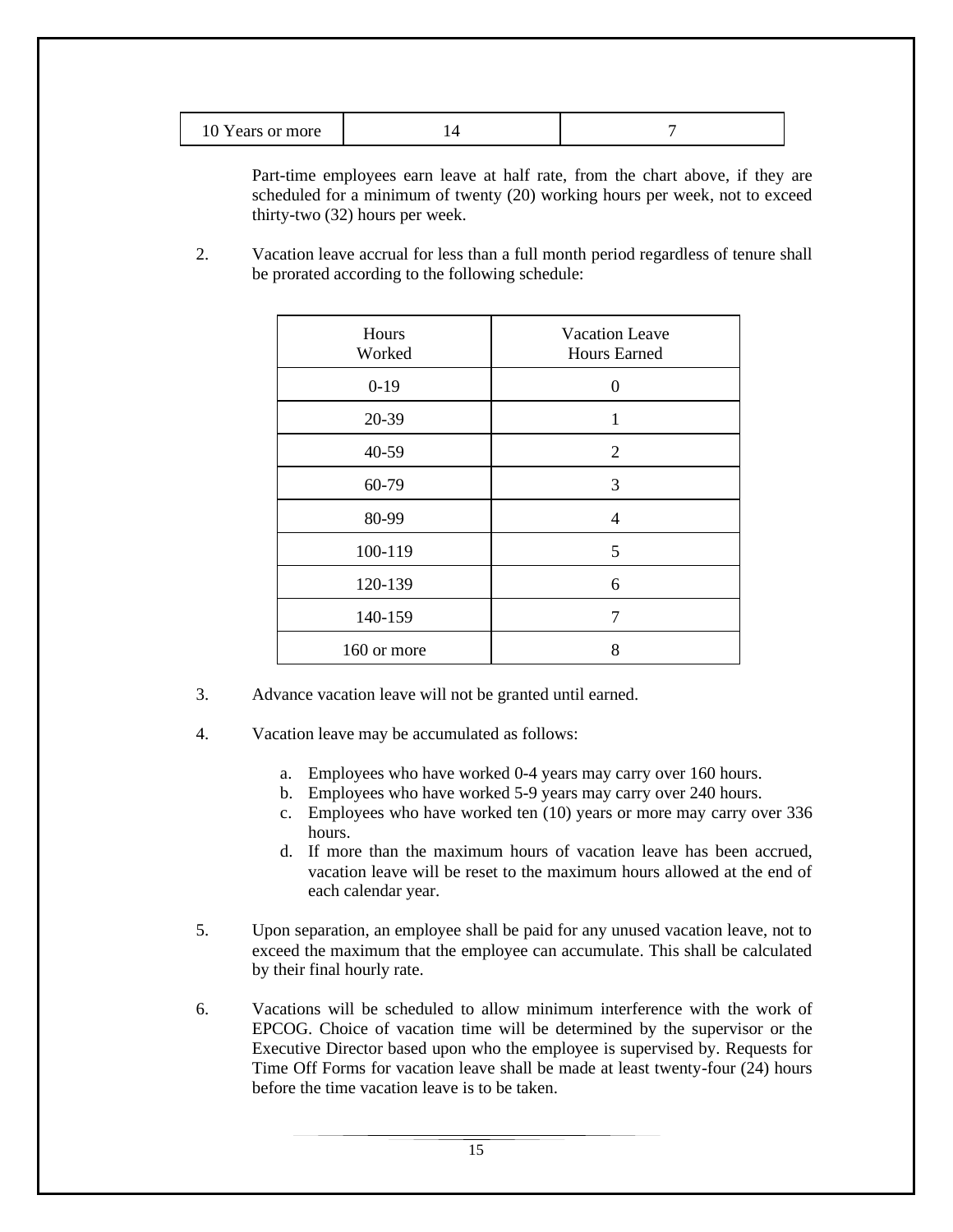| 10 Years or more | 14 | 7 |
|---|---|---|

Part-time employees earn leave at half rate, from the chart above, if they are scheduled for a minimum of twenty (20) working hours per week, not to exceed thirty-two (32) hours per week.

2. Vacation leave accrual for less than a full month period regardless of tenure shall be prorated according to the following schedule:

| Hours Worked | Vacation Leave Hours Earned |
|---|---|
| 0-19 | 0 |
| 20-39 | 1 |
| 40-59 | 2 |
| 60-79 | 3 |
| 80-99 | 4 |
| 100-119 | 5 |
| 120-139 | 6 |
| 140-159 | 7 |
| 160 or more | 8 |

3. Advance vacation leave will not be granted until earned.

4. Vacation leave may be accumulated as follows:

   a. Employees who have worked 0-4 years may carry over 160 hours.
   b. Employees who have worked 5-9 years may carry over 240 hours.
   c. Employees who have worked ten (10) years or more may carry over 336 hours.
   d. If more than the maximum hours of vacation leave has been accrued, vacation leave will be reset to the maximum hours allowed at the end of each calendar year.

5. Upon separation, an employee shall be paid for any unused vacation leave, not to exceed the maximum that the employee can accumulate. This shall be calculated by their final hourly rate.

6. Vacations will be scheduled to allow minimum interference with the work of EPCOG. Choice of vacation time will be determined by the supervisor or the Executive Director based upon who the employee is supervised by. Requests for Time Off Forms for vacation leave shall be made at least twenty-four (24) hours before the time vacation leave is to be taken.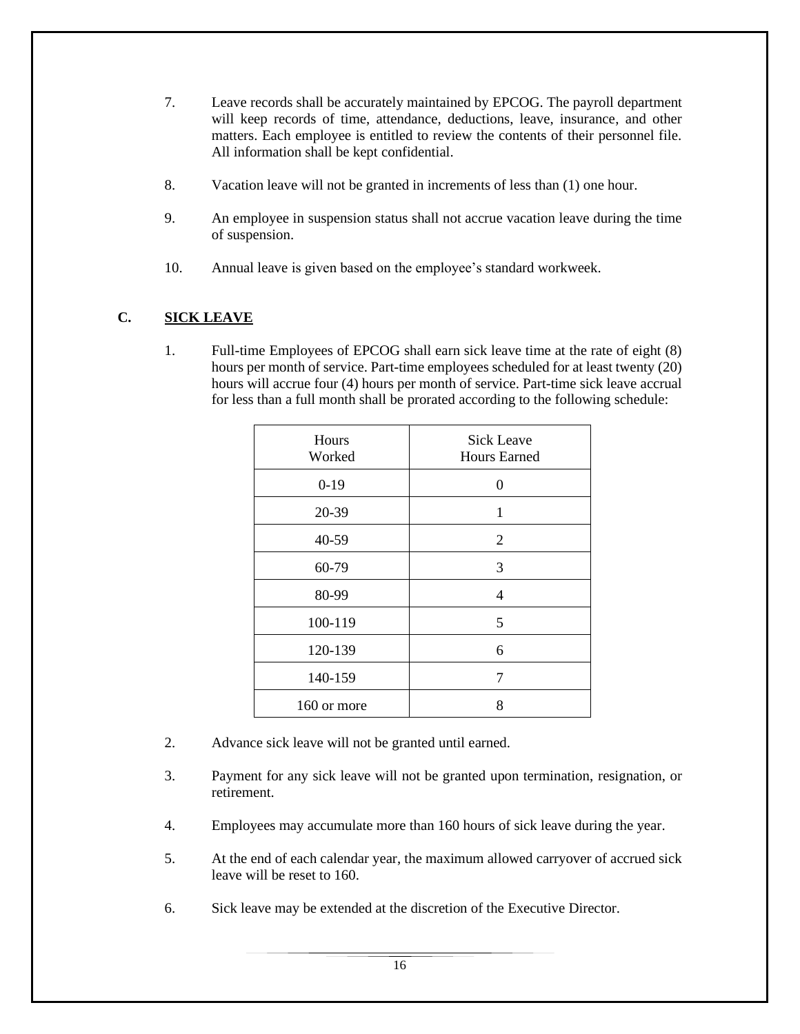7. Leave records shall be accurately maintained by EPCOG. The payroll department will keep records of time, attendance, deductions, leave, insurance, and other matters. Each employee is entitled to review the contents of their personnel file. All information shall be kept confidential.

8. Vacation leave will not be granted in increments of less than (1) one hour.

9. An employee in suspension status shall not accrue vacation leave during the time of suspension.

10. Annual leave is given based on the employee's standard workweek.

## C. SICK LEAVE

1. Full-time Employees of EPCOG shall earn sick leave time at the rate of eight (8) hours per month of service. Part-time employees scheduled for at least twenty (20) hours will accrue four (4) hours per month of service. Part-time sick leave accrual for less than a full month shall be prorated according to the following schedule:

| Hours Worked | Sick Leave Hours Earned |
|---|---|
| 0-19 | 0 |
| 20-39 | 1 |
| 40-59 | 2 |
| 60-79 | 3 |
| 80-99 | 4 |
| 100-119 | 5 |
| 120-139 | 6 |
| 140-159 | 7 |
| 160 or more | 8 |

2. Advance sick leave will not be granted until earned.

3. Payment for any sick leave will not be granted upon termination, resignation, or retirement.

4. Employees may accumulate more than 160 hours of sick leave during the year.

5. At the end of each calendar year, the maximum allowed carryover of accrued sick leave will be reset to 160.

6. Sick leave may be extended at the discretion of the Executive Director.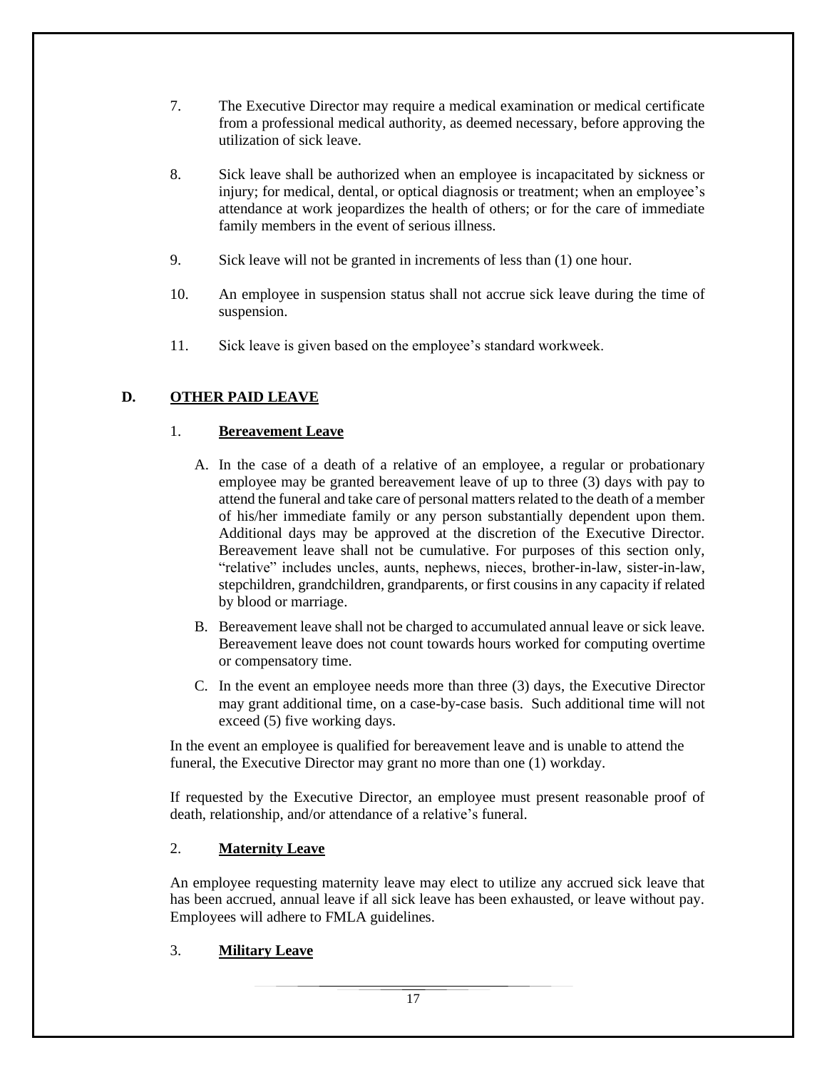7. The Executive Director may require a medical examination or medical certificate from a professional medical authority, as deemed necessary, before approving the utilization of sick leave.

8. Sick leave shall be authorized when an employee is incapacitated by sickness or injury; for medical, dental, or optical diagnosis or treatment; when an employee's attendance at work jeopardizes the health of others; or for the care of immediate family members in the event of serious illness.

9. Sick leave will not be granted in increments of less than (1) one hour.

10. An employee in suspension status shall not accrue sick leave during the time of suspension.

11. Sick leave is given based on the employee's standard workweek.

## D. OTHER PAID LEAVE

### 1. Bereavement Leave

A. In the case of a death of a relative of an employee, a regular or probationary employee may be granted bereavement leave of up to three (3) days with pay to attend the funeral and take care of personal matters related to the death of a member of his/her immediate family or any person substantially dependent upon them. Additional days may be approved at the discretion of the Executive Director. Bereavement leave shall not be cumulative. For purposes of this section only, "relative" includes uncles, aunts, nephews, nieces, brother-in-law, sister-in-law, stepchildren, grandchildren, grandparents, or first cousins in any capacity if related by blood or marriage.

B. Bereavement leave shall not be charged to accumulated annual leave or sick leave. Bereavement leave does not count towards hours worked for computing overtime or compensatory time.

C. In the event an employee needs more than three (3) days, the Executive Director may grant additional time, on a case-by-case basis. Such additional time will not exceed (5) five working days.

In the event an employee is qualified for bereavement leave and is unable to attend the funeral, the Executive Director may grant no more than one (1) workday.

If requested by the Executive Director, an employee must present reasonable proof of death, relationship, and/or attendance of a relative's funeral.

### 2. Maternity Leave

An employee requesting maternity leave may elect to utilize any accrued sick leave that has been accrued, annual leave if all sick leave has been exhausted, or leave without pay. Employees will adhere to FMLA guidelines.

### 3. Military Leave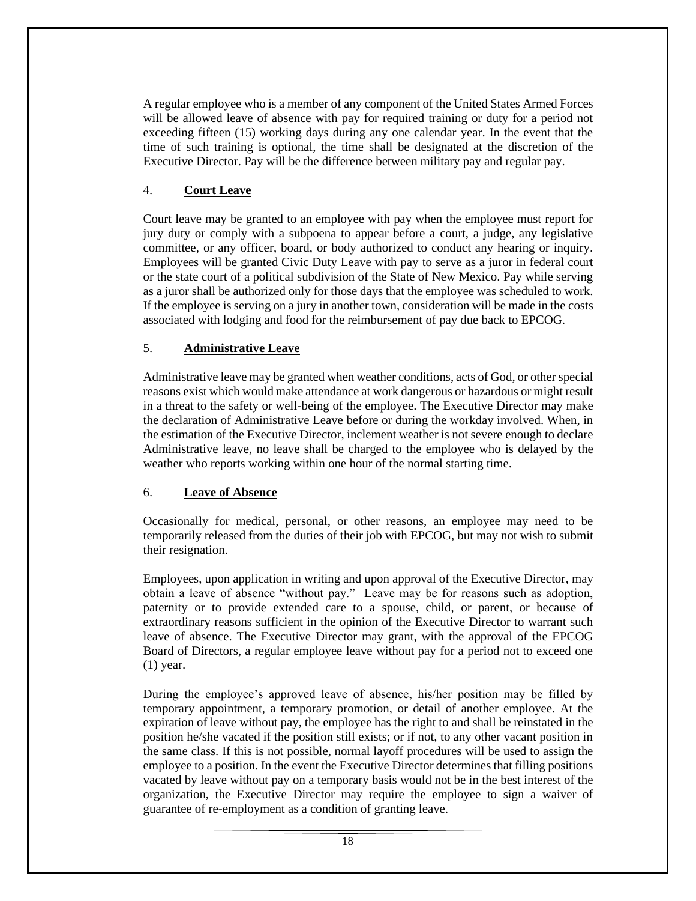A regular employee who is a member of any component of the United States Armed Forces will be allowed leave of absence with pay for required training or duty for a period not exceeding fifteen (15) working days during any one calendar year. In the event that the time of such training is optional, the time shall be designated at the discretion of the Executive Director. Pay will be the difference between military pay and regular pay.

### 4. **Court Leave**

Court leave may be granted to an employee with pay when the employee must report for jury duty or comply with a subpoena to appear before a court, a judge, any legislative committee, or any officer, board, or body authorized to conduct any hearing or inquiry. Employees will be granted Civic Duty Leave with pay to serve as a juror in federal court or the state court of a political subdivision of the State of New Mexico. Pay while serving as a juror shall be authorized only for those days that the employee was scheduled to work. If the employee is serving on a jury in another town, consideration will be made in the costs associated with lodging and food for the reimbursement of pay due back to EPCOG.

### 5. **Administrative Leave**

Administrative leave may be granted when weather conditions, acts of God, or other special reasons exist which would make attendance at work dangerous or hazardous or might result in a threat to the safety or well-being of the employee. The Executive Director may make the declaration of Administrative Leave before or during the workday involved. When, in the estimation of the Executive Director, inclement weather is not severe enough to declare Administrative leave, no leave shall be charged to the employee who is delayed by the weather who reports working within one hour of the normal starting time.

### 6. **Leave of Absence**

Occasionally for medical, personal, or other reasons, an employee may need to be temporarily released from the duties of their job with EPCOG, but may not wish to submit their resignation.

Employees, upon application in writing and upon approval of the Executive Director, may obtain a leave of absence "without pay." Leave may be for reasons such as adoption, paternity or to provide extended care to a spouse, child, or parent, or because of extraordinary reasons sufficient in the opinion of the Executive Director to warrant such leave of absence. The Executive Director may grant, with the approval of the EPCOG Board of Directors, a regular employee leave without pay for a period not to exceed one (1) year.

During the employee's approved leave of absence, his/her position may be filled by temporary appointment, a temporary promotion, or detail of another employee. At the expiration of leave without pay, the employee has the right to and shall be reinstated in the position he/she vacated if the position still exists; or if not, to any other vacant position in the same class. If this is not possible, normal layoff procedures will be used to assign the employee to a position. In the event the Executive Director determines that filling positions vacated by leave without pay on a temporary basis would not be in the best interest of the organization, the Executive Director may require the employee to sign a waiver of guarantee of re-employment as a condition of granting leave.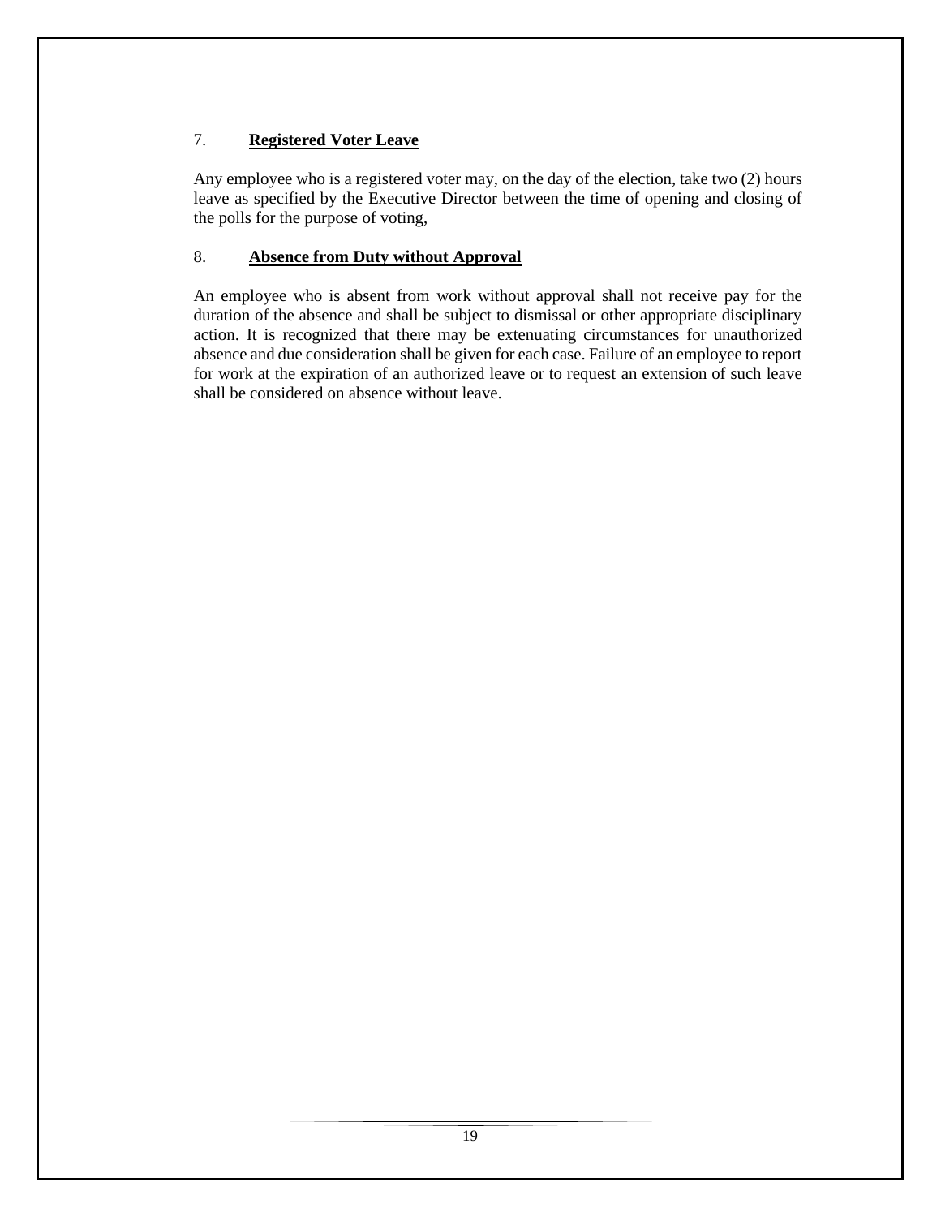### 7. **Registered Voter Leave**

Any employee who is a registered voter may, on the day of the election, take two (2) hours leave as specified by the Executive Director between the time of opening and closing of the polls for the purpose of voting,

### 8. **Absence from Duty without Approval**

An employee who is absent from work without approval shall not receive pay for the duration of the absence and shall be subject to dismissal or other appropriate disciplinary action. It is recognized that there may be extenuating circumstances for unauthorized absence and due consideration shall be given for each case. Failure of an employee to report for work at the expiration of an authorized leave or to request an extension of such leave shall be considered on absence without leave.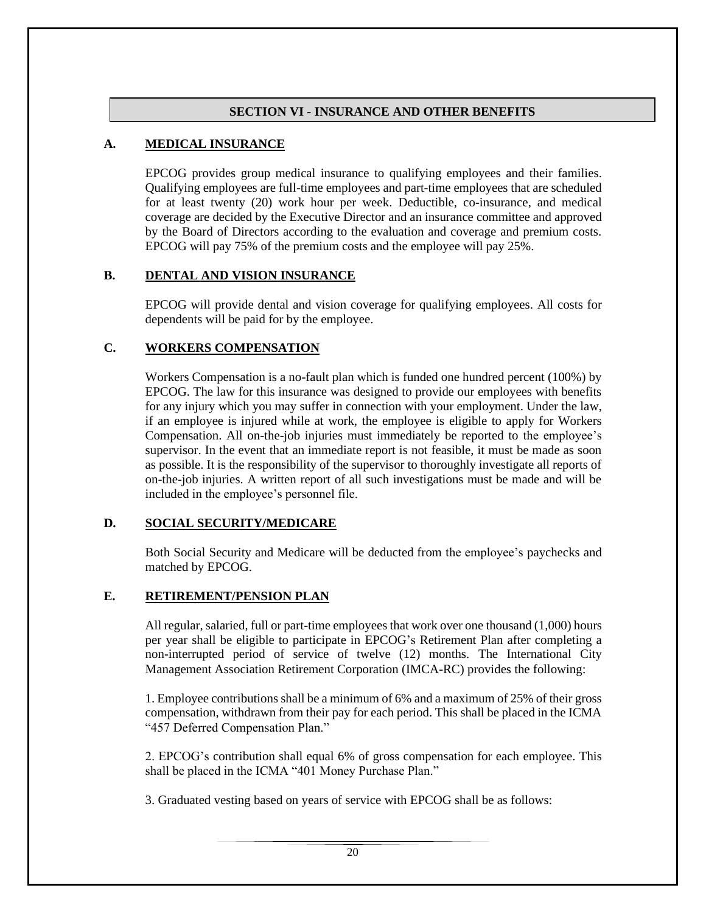## SECTION VI - INSURANCE AND OTHER BENEFITS

### A. MEDICAL INSURANCE

EPCOG provides group medical insurance to qualifying employees and their families. Qualifying employees are full-time employees and part-time employees that are scheduled for at least twenty (20) work hour per week. Deductible, co-insurance, and medical coverage are decided by the Executive Director and an insurance committee and approved by the Board of Directors according to the evaluation and coverage and premium costs. EPCOG will pay 75% of the premium costs and the employee will pay 25%.

### B. DENTAL AND VISION INSURANCE

EPCOG will provide dental and vision coverage for qualifying employees. All costs for dependents will be paid for by the employee.

### C. WORKERS COMPENSATION

Workers Compensation is a no-fault plan which is funded one hundred percent (100%) by EPCOG. The law for this insurance was designed to provide our employees with benefits for any injury which you may suffer in connection with your employment. Under the law, if an employee is injured while at work, the employee is eligible to apply for Workers Compensation. All on-the-job injuries must immediately be reported to the employee's supervisor. In the event that an immediate report is not feasible, it must be made as soon as possible. It is the responsibility of the supervisor to thoroughly investigate all reports of on-the-job injuries. A written report of all such investigations must be made and will be included in the employee's personnel file.

### D. SOCIAL SECURITY/MEDICARE

Both Social Security and Medicare will be deducted from the employee's paychecks and matched by EPCOG.

### E. RETIREMENT/PENSION PLAN

All regular, salaried, full or part-time employees that work over one thousand (1,000) hours per year shall be eligible to participate in EPCOG's Retirement Plan after completing a non-interrupted period of service of twelve (12) months. The International City Management Association Retirement Corporation (IMCA-RC) provides the following:

1. Employee contributions shall be a minimum of 6% and a maximum of 25% of their gross compensation, withdrawn from their pay for each period. This shall be placed in the ICMA "457 Deferred Compensation Plan."

2. EPCOG's contribution shall equal 6% of gross compensation for each employee. This shall be placed in the ICMA "401 Money Purchase Plan."

3. Graduated vesting based on years of service with EPCOG shall be as follows: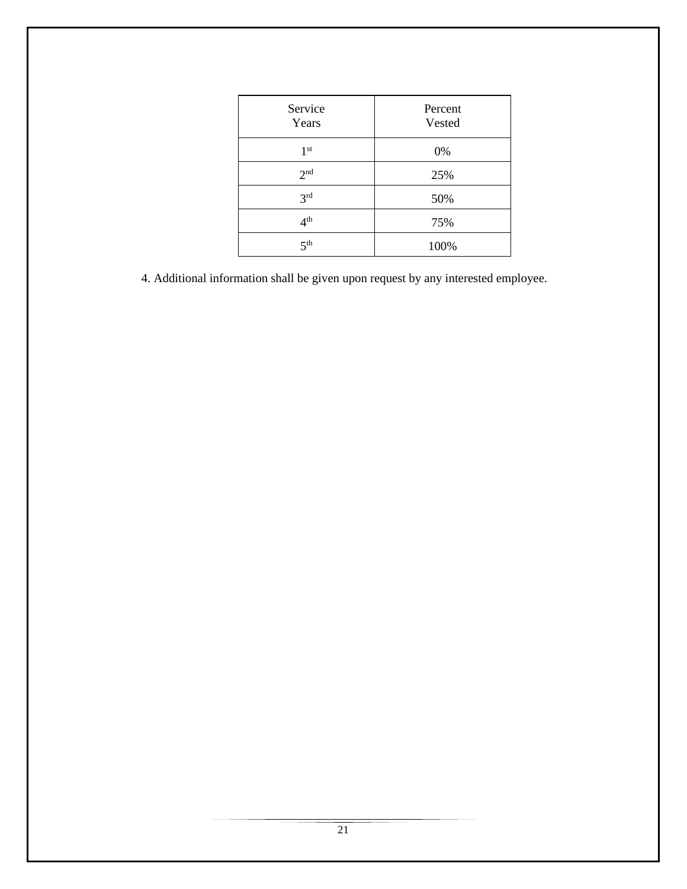| Service Years | Percent Vested |
|---|---|
| 1st | 0% |
| 2nd | 25% |
| 3rd | 50% |
| 4th | 75% |
| 5th | 100% |

4. Additional information shall be given upon request by any interested employee.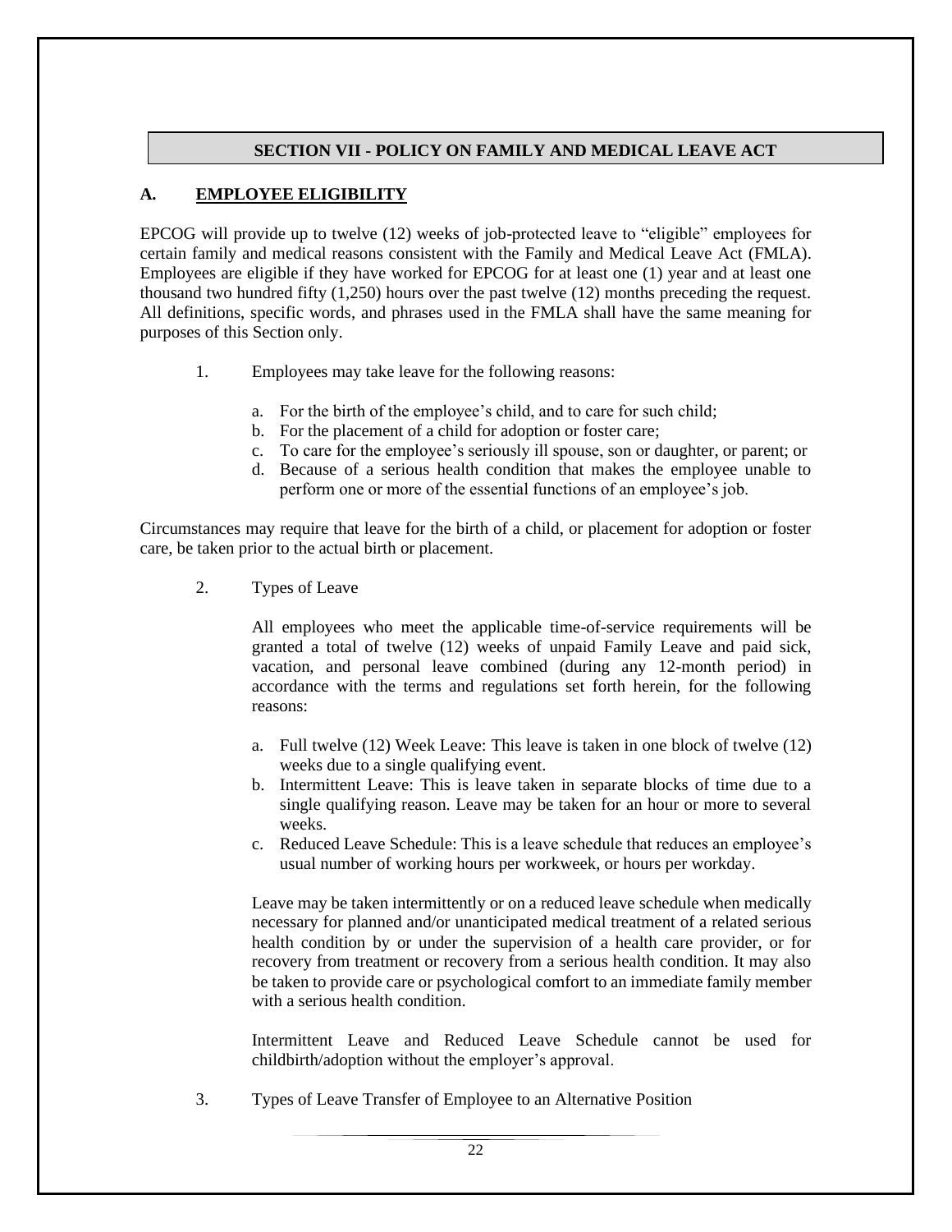## SECTION VII - POLICY ON FAMILY AND MEDICAL LEAVE ACT

### A. EMPLOYEE ELIGIBILITY

EPCOG will provide up to twelve (12) weeks of job-protected leave to "eligible" employees for certain family and medical reasons consistent with the Family and Medical Leave Act (FMLA). Employees are eligible if they have worked for EPCOG for at least one (1) year and at least one thousand two hundred fifty (1,250) hours over the past twelve (12) months preceding the request. All definitions, specific words, and phrases used in the FMLA shall have the same meaning for purposes of this Section only.

1. Employees may take leave for the following reasons:

   a. For the birth of the employee's child, and to care for such child;
   b. For the placement of a child for adoption or foster care;
   c. To care for the employee's seriously ill spouse, son or daughter, or parent; or
   d. Because of a serious health condition that makes the employee unable to perform one or more of the essential functions of an employee's job.

Circumstances may require that leave for the birth of a child, or placement for adoption or foster care, be taken prior to the actual birth or placement.

2. Types of Leave

   All employees who meet the applicable time-of-service requirements will be granted a total of twelve (12) weeks of unpaid Family Leave and paid sick, vacation, and personal leave combined (during any 12-month period) in accordance with the terms and regulations set forth herein, for the following reasons:

   a. Full twelve (12) Week Leave: This leave is taken in one block of twelve (12) weeks due to a single qualifying event.
   b. Intermittent Leave: This is leave taken in separate blocks of time due to a single qualifying reason. Leave may be taken for an hour or more to several weeks.
   c. Reduced Leave Schedule: This is a leave schedule that reduces an employee's usual number of working hours per workweek, or hours per workday.

   Leave may be taken intermittently or on a reduced leave schedule when medically necessary for planned and/or unanticipated medical treatment of a related serious health condition by or under the supervision of a health care provider, or for recovery from treatment or recovery from a serious health condition. It may also be taken to provide care or psychological comfort to an immediate family member with a serious health condition.

   Intermittent Leave and Reduced Leave Schedule cannot be used for childbirth/adoption without the employer's approval.

3. Types of Leave Transfer of Employee to an Alternative Position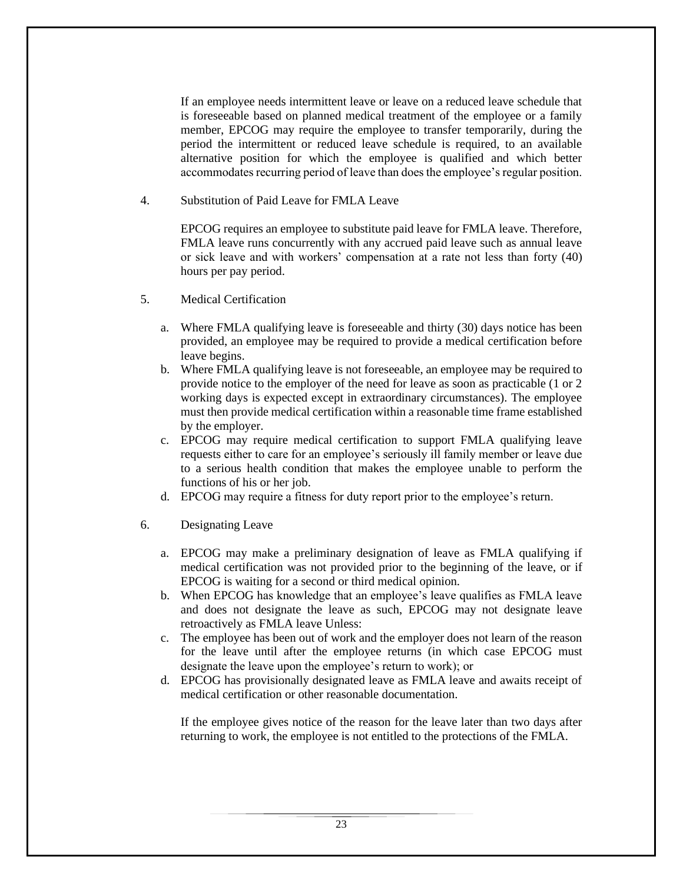If an employee needs intermittent leave or leave on a reduced leave schedule that is foreseeable based on planned medical treatment of the employee or a family member, EPCOG may require the employee to transfer temporarily, during the period the intermittent or reduced leave schedule is required, to an available alternative position for which the employee is qualified and which better accommodates recurring period of leave than does the employee's regular position.

4. Substitution of Paid Leave for FMLA Leave

EPCOG requires an employee to substitute paid leave for FMLA leave. Therefore, FMLA leave runs concurrently with any accrued paid leave such as annual leave or sick leave and with workers' compensation at a rate not less than forty (40) hours per pay period.

5. Medical Certification

a. Where FMLA qualifying leave is foreseeable and thirty (30) days notice has been provided, an employee may be required to provide a medical certification before leave begins.
b. Where FMLA qualifying leave is not foreseeable, an employee may be required to provide notice to the employer of the need for leave as soon as practicable (1 or 2 working days is expected except in extraordinary circumstances). The employee must then provide medical certification within a reasonable time frame established by the employer.
c. EPCOG may require medical certification to support FMLA qualifying leave requests either to care for an employee's seriously ill family member or leave due to a serious health condition that makes the employee unable to perform the functions of his or her job.
d. EPCOG may require a fitness for duty report prior to the employee's return.

6. Designating Leave

a. EPCOG may make a preliminary designation of leave as FMLA qualifying if medical certification was not provided prior to the beginning of the leave, or if EPCOG is waiting for a second or third medical opinion.
b. When EPCOG has knowledge that an employee's leave qualifies as FMLA leave and does not designate the leave as such, EPCOG may not designate leave retroactively as FMLA leave Unless:
c. The employee has been out of work and the employer does not learn of the reason for the leave until after the employee returns (in which case EPCOG must designate the leave upon the employee's return to work); or
d. EPCOG has provisionally designated leave as FMLA leave and awaits receipt of medical certification or other reasonable documentation.

If the employee gives notice of the reason for the leave later than two days after returning to work, the employee is not entitled to the protections of the FMLA.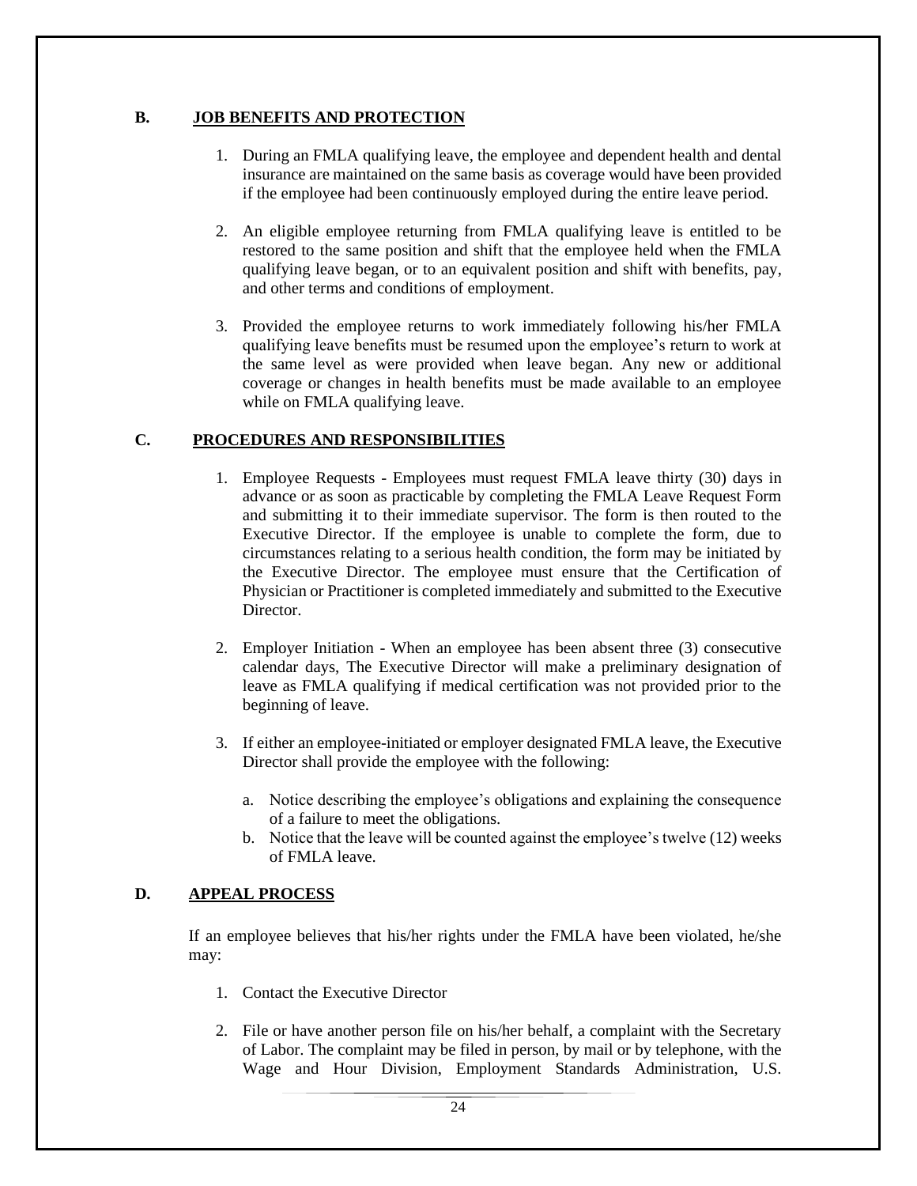## B. JOB BENEFITS AND PROTECTION

1. During an FMLA qualifying leave, the employee and dependent health and dental insurance are maintained on the same basis as coverage would have been provided if the employee had been continuously employed during the entire leave period.

2. An eligible employee returning from FMLA qualifying leave is entitled to be restored to the same position and shift that the employee held when the FMLA qualifying leave began, or to an equivalent position and shift with benefits, pay, and other terms and conditions of employment.

3. Provided the employee returns to work immediately following his/her FMLA qualifying leave benefits must be resumed upon the employee's return to work at the same level as were provided when leave began. Any new or additional coverage or changes in health benefits must be made available to an employee while on FMLA qualifying leave.

## C. PROCEDURES AND RESPONSIBILITIES

1. Employee Requests - Employees must request FMLA leave thirty (30) days in advance or as soon as practicable by completing the FMLA Leave Request Form and submitting it to their immediate supervisor. The form is then routed to the Executive Director. If the employee is unable to complete the form, due to circumstances relating to a serious health condition, the form may be initiated by the Executive Director. The employee must ensure that the Certification of Physician or Practitioner is completed immediately and submitted to the Executive Director.

2. Employer Initiation - When an employee has been absent three (3) consecutive calendar days, The Executive Director will make a preliminary designation of leave as FMLA qualifying if medical certification was not provided prior to the beginning of leave.

3. If either an employee-initiated or employer designated FMLA leave, the Executive Director shall provide the employee with the following:

   a. Notice describing the employee's obligations and explaining the consequence of a failure to meet the obligations.
   b. Notice that the leave will be counted against the employee's twelve (12) weeks of FMLA leave.

## D. APPEAL PROCESS

If an employee believes that his/her rights under the FMLA have been violated, he/she may:

1. Contact the Executive Director

2. File or have another person file on his/her behalf, a complaint with the Secretary of Labor. The complaint may be filed in person, by mail or by telephone, with the Wage and Hour Division, Employment Standards Administration, U.S.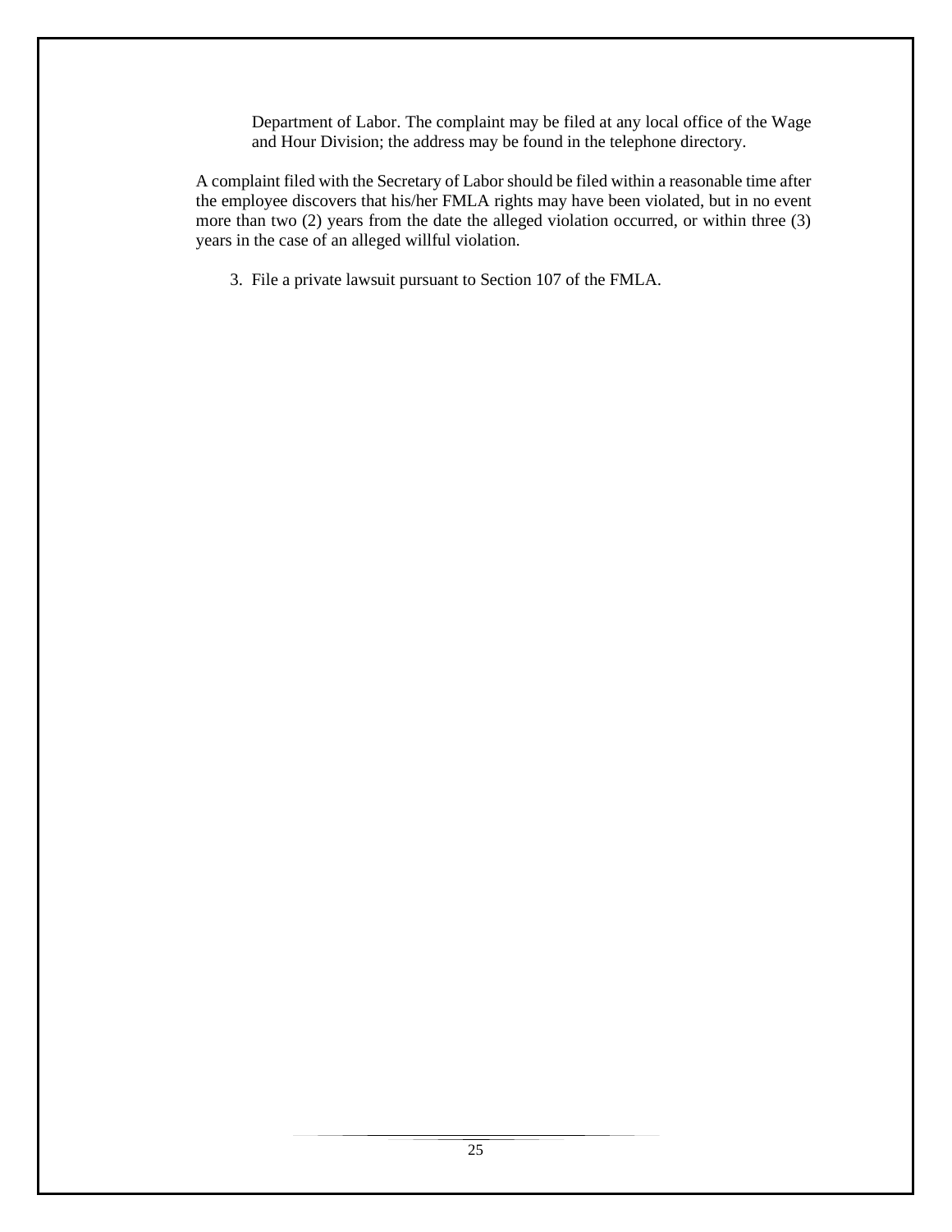Department of Labor. The complaint may be filed at any local office of the Wage and Hour Division; the address may be found in the telephone directory.

A complaint filed with the Secretary of Labor should be filed within a reasonable time after the employee discovers that his/her FMLA rights may have been violated, but in no event more than two (2) years from the date the alleged violation occurred, or within three (3) years in the case of an alleged willful violation.

3. File a private lawsuit pursuant to Section 107 of the FMLA.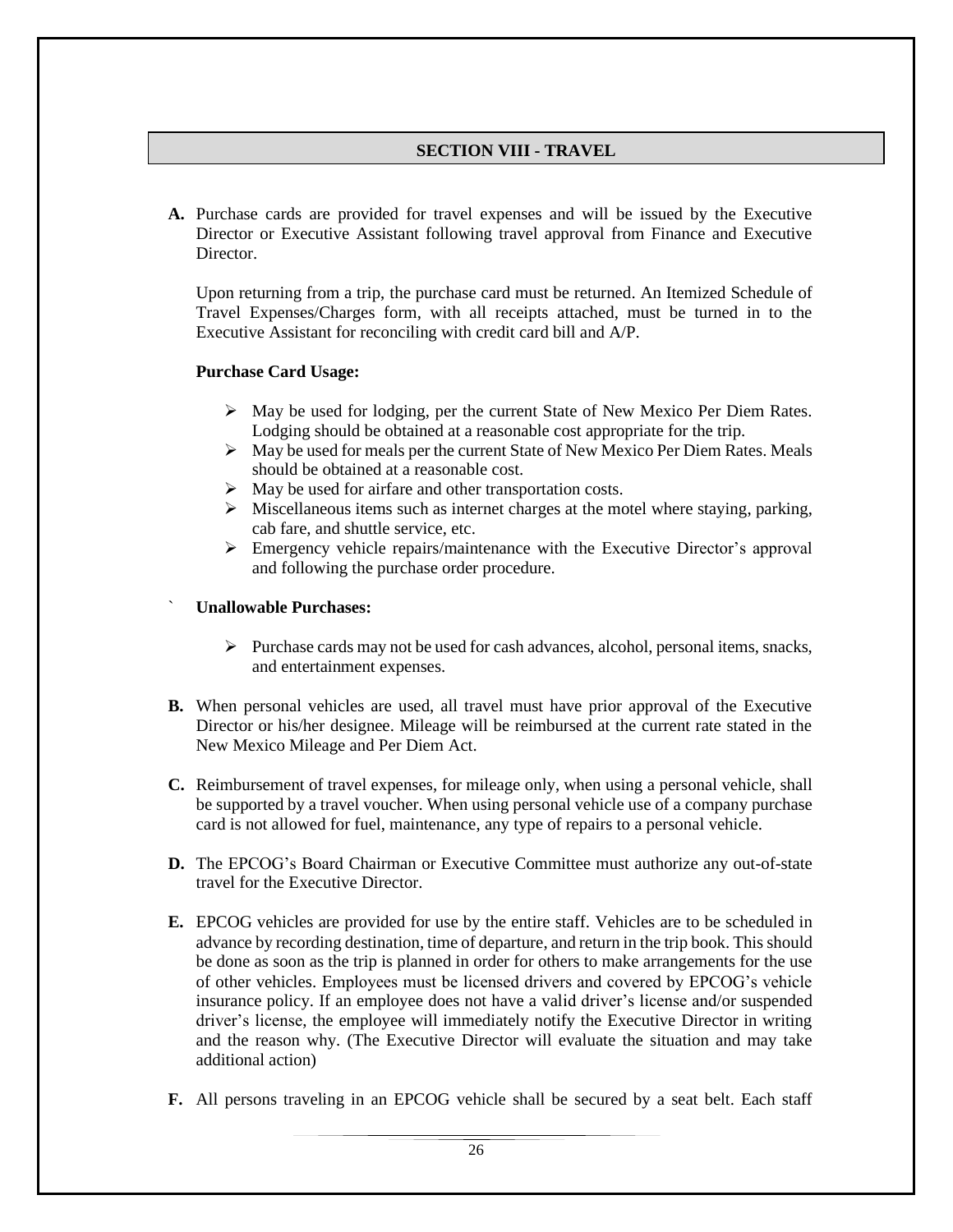## SECTION VIII - TRAVEL

**A.** Purchase cards are provided for travel expenses and will be issued by the Executive Director or Executive Assistant following travel approval from Finance and Executive Director.

Upon returning from a trip, the purchase card must be returned. An Itemized Schedule of Travel Expenses/Charges form, with all receipts attached, must be turned in to the Executive Assistant for reconciling with credit card bill and A/P.

**Purchase Card Usage:**

- May be used for lodging, per the current State of New Mexico Per Diem Rates. Lodging should be obtained at a reasonable cost appropriate for the trip.
- May be used for meals per the current State of New Mexico Per Diem Rates. Meals should be obtained at a reasonable cost.
- May be used for airfare and other transportation costs.
- Miscellaneous items such as internet charges at the motel where staying, parking, cab fare, and shuttle service, etc.
- Emergency vehicle repairs/maintenance with the Executive Director's approval and following the purchase order procedure.

` **Unallowable Purchases:**

- Purchase cards may not be used for cash advances, alcohol, personal items, snacks, and entertainment expenses.

**B.** When personal vehicles are used, all travel must have prior approval of the Executive Director or his/her designee. Mileage will be reimbursed at the current rate stated in the New Mexico Mileage and Per Diem Act.

**C.** Reimbursement of travel expenses, for mileage only, when using a personal vehicle, shall be supported by a travel voucher. When using personal vehicle use of a company purchase card is not allowed for fuel, maintenance, any type of repairs to a personal vehicle.

**D.** The EPCOG's Board Chairman or Executive Committee must authorize any out-of-state travel for the Executive Director.

**E.** EPCOG vehicles are provided for use by the entire staff. Vehicles are to be scheduled in advance by recording destination, time of departure, and return in the trip book. This should be done as soon as the trip is planned in order for others to make arrangements for the use of other vehicles. Employees must be licensed drivers and covered by EPCOG's vehicle insurance policy. If an employee does not have a valid driver's license and/or suspended driver's license, the employee will immediately notify the Executive Director in writing and the reason why. (The Executive Director will evaluate the situation and may take additional action)

**F.** All persons traveling in an EPCOG vehicle shall be secured by a seat belt. Each staff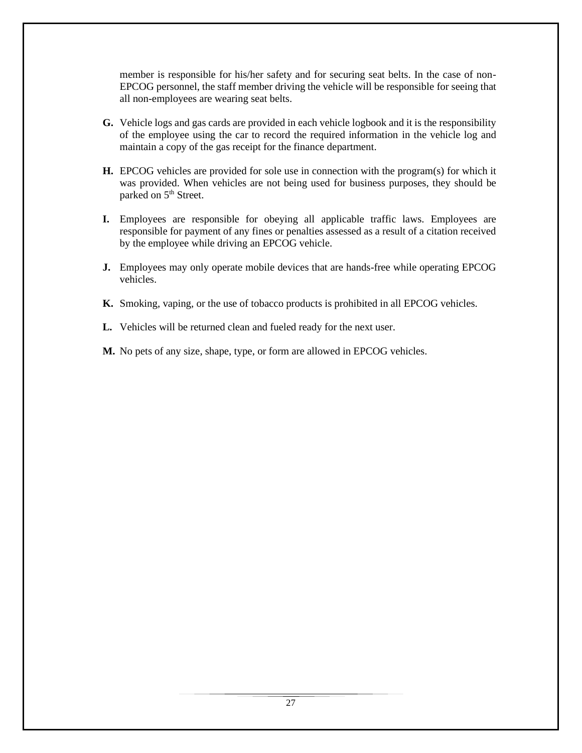member is responsible for his/her safety and for securing seat belts. In the case of non-EPCOG personnel, the staff member driving the vehicle will be responsible for seeing that all non-employees are wearing seat belts.

**G.** Vehicle logs and gas cards are provided in each vehicle logbook and it is the responsibility of the employee using the car to record the required information in the vehicle log and maintain a copy of the gas receipt for the finance department.

**H.** EPCOG vehicles are provided for sole use in connection with the program(s) for which it was provided. When vehicles are not being used for business purposes, they should be parked on 5th Street.

**I.** Employees are responsible for obeying all applicable traffic laws. Employees are responsible for payment of any fines or penalties assessed as a result of a citation received by the employee while driving an EPCOG vehicle.

**J.** Employees may only operate mobile devices that are hands-free while operating EPCOG vehicles.

**K.** Smoking, vaping, or the use of tobacco products is prohibited in all EPCOG vehicles.

**L.** Vehicles will be returned clean and fueled ready for the next user.

**M.** No pets of any size, shape, type, or form are allowed in EPCOG vehicles.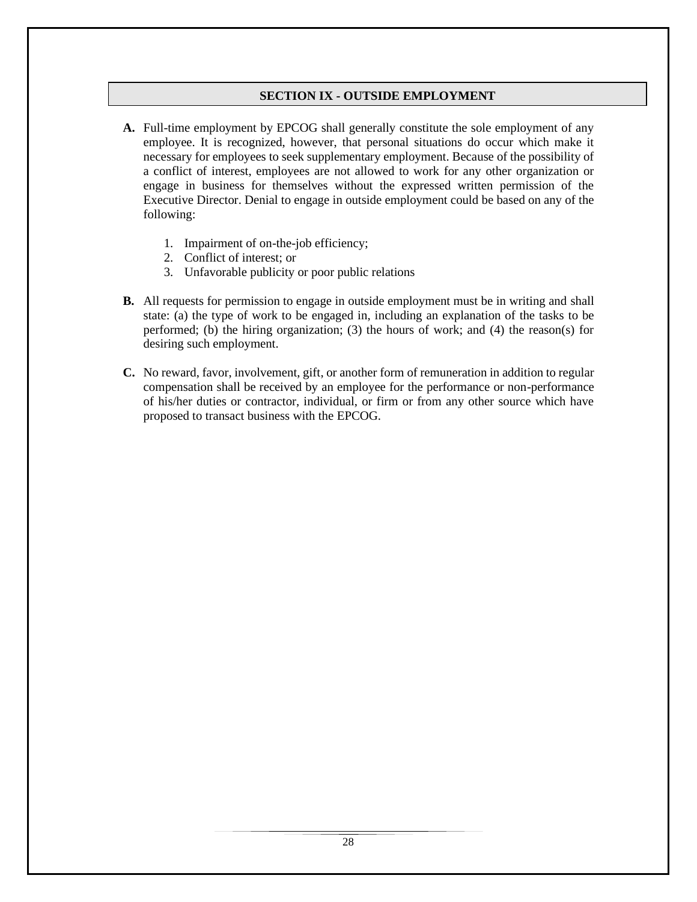## SECTION IX - OUTSIDE EMPLOYMENT

**A.** Full-time employment by EPCOG shall generally constitute the sole employment of any employee. It is recognized, however, that personal situations do occur which make it necessary for employees to seek supplementary employment. Because of the possibility of a conflict of interest, employees are not allowed to work for any other organization or engage in business for themselves without the expressed written permission of the Executive Director. Denial to engage in outside employment could be based on any of the following:

1. Impairment of on-the-job efficiency;
2. Conflict of interest; or
3. Unfavorable publicity or poor public relations

**B.** All requests for permission to engage in outside employment must be in writing and shall state: (a) the type of work to be engaged in, including an explanation of the tasks to be performed; (b) the hiring organization; (3) the hours of work; and (4) the reason(s) for desiring such employment.

**C.** No reward, favor, involvement, gift, or another form of remuneration in addition to regular compensation shall be received by an employee for the performance or non-performance of his/her duties or contractor, individual, or firm or from any other source which have proposed to transact business with the EPCOG.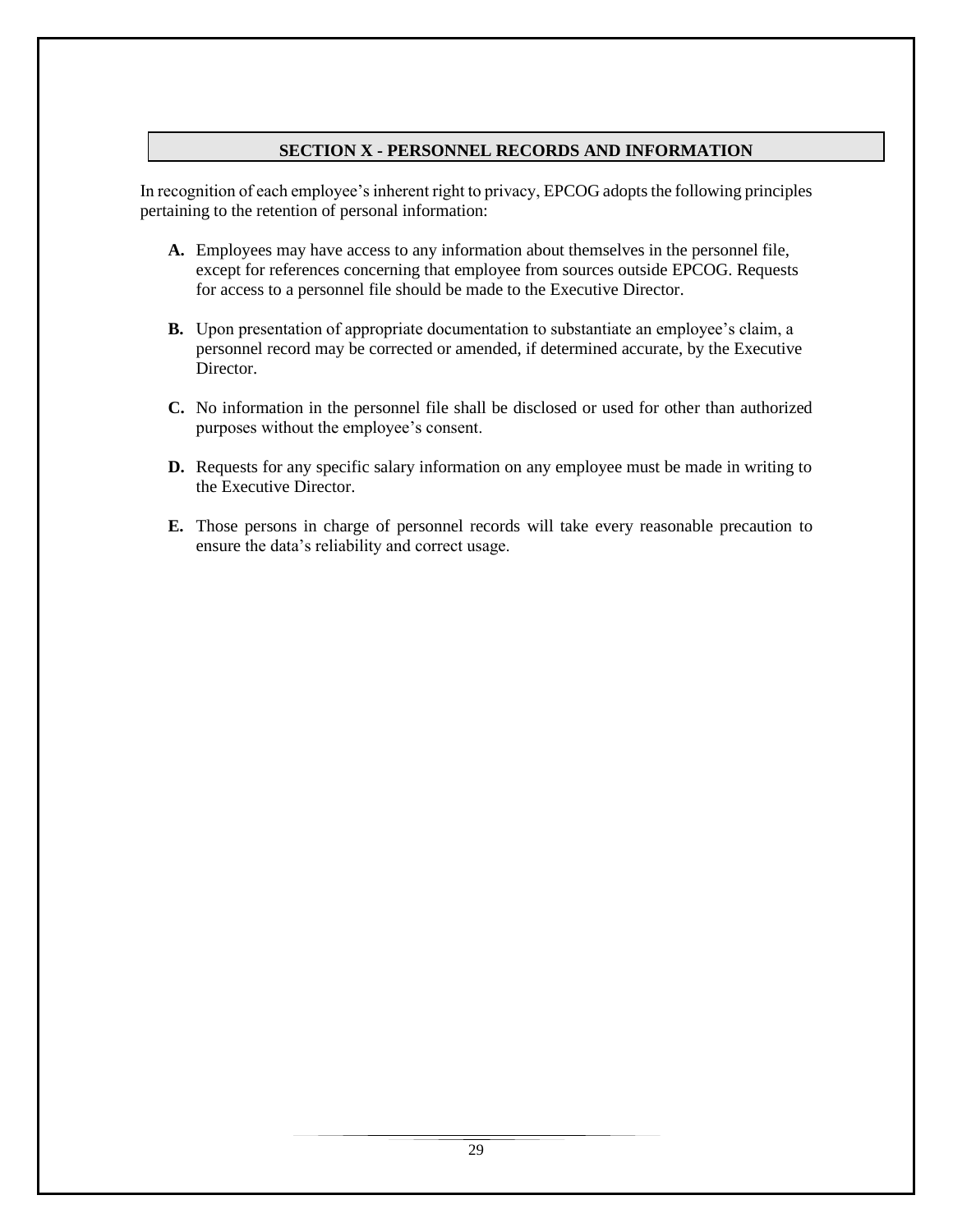## SECTION X - PERSONNEL RECORDS AND INFORMATION

In recognition of each employee's inherent right to privacy, EPCOG adopts the following principles pertaining to the retention of personal information:

**A.** Employees may have access to any information about themselves in the personnel file, except for references concerning that employee from sources outside EPCOG. Requests for access to a personnel file should be made to the Executive Director.

**B.** Upon presentation of appropriate documentation to substantiate an employee's claim, a personnel record may be corrected or amended, if determined accurate, by the Executive Director.

**C.** No information in the personnel file shall be disclosed or used for other than authorized purposes without the employee's consent.

**D.** Requests for any specific salary information on any employee must be made in writing to the Executive Director.

**E.** Those persons in charge of personnel records will take every reasonable precaution to ensure the data's reliability and correct usage.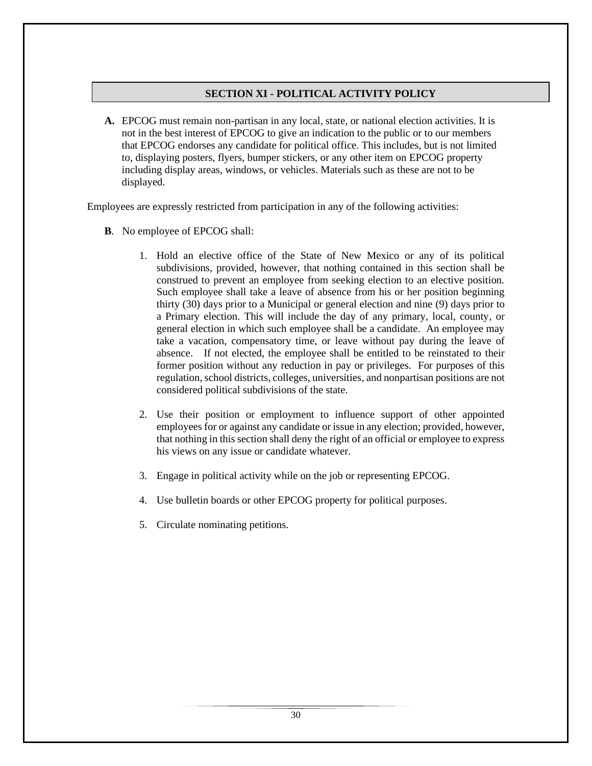## SECTION XI - POLITICAL ACTIVITY POLICY

**A.** EPCOG must remain non-partisan in any local, state, or national election activities. It is not in the best interest of EPCOG to give an indication to the public or to our members that EPCOG endorses any candidate for political office. This includes, but is not limited to, displaying posters, flyers, bumper stickers, or any other item on EPCOG property including display areas, windows, or vehicles. Materials such as these are not to be displayed.

Employees are expressly restricted from participation in any of the following activities:

**B**. No employee of EPCOG shall:

1. Hold an elective office of the State of New Mexico or any of its political subdivisions, provided, however, that nothing contained in this section shall be construed to prevent an employee from seeking election to an elective position. Such employee shall take a leave of absence from his or her position beginning thirty (30) days prior to a Municipal or general election and nine (9) days prior to a Primary election. This will include the day of any primary, local, county, or general election in which such employee shall be a candidate. An employee may take a vacation, compensatory time, or leave without pay during the leave of absence. If not elected, the employee shall be entitled to be reinstated to their former position without any reduction in pay or privileges. For purposes of this regulation, school districts, colleges, universities, and nonpartisan positions are not considered political subdivisions of the state.

2. Use their position or employment to influence support of other appointed employees for or against any candidate or issue in any election; provided, however, that nothing in this section shall deny the right of an official or employee to express his views on any issue or candidate whatever.

3. Engage in political activity while on the job or representing EPCOG.

4. Use bulletin boards or other EPCOG property for political purposes.

5. Circulate nominating petitions.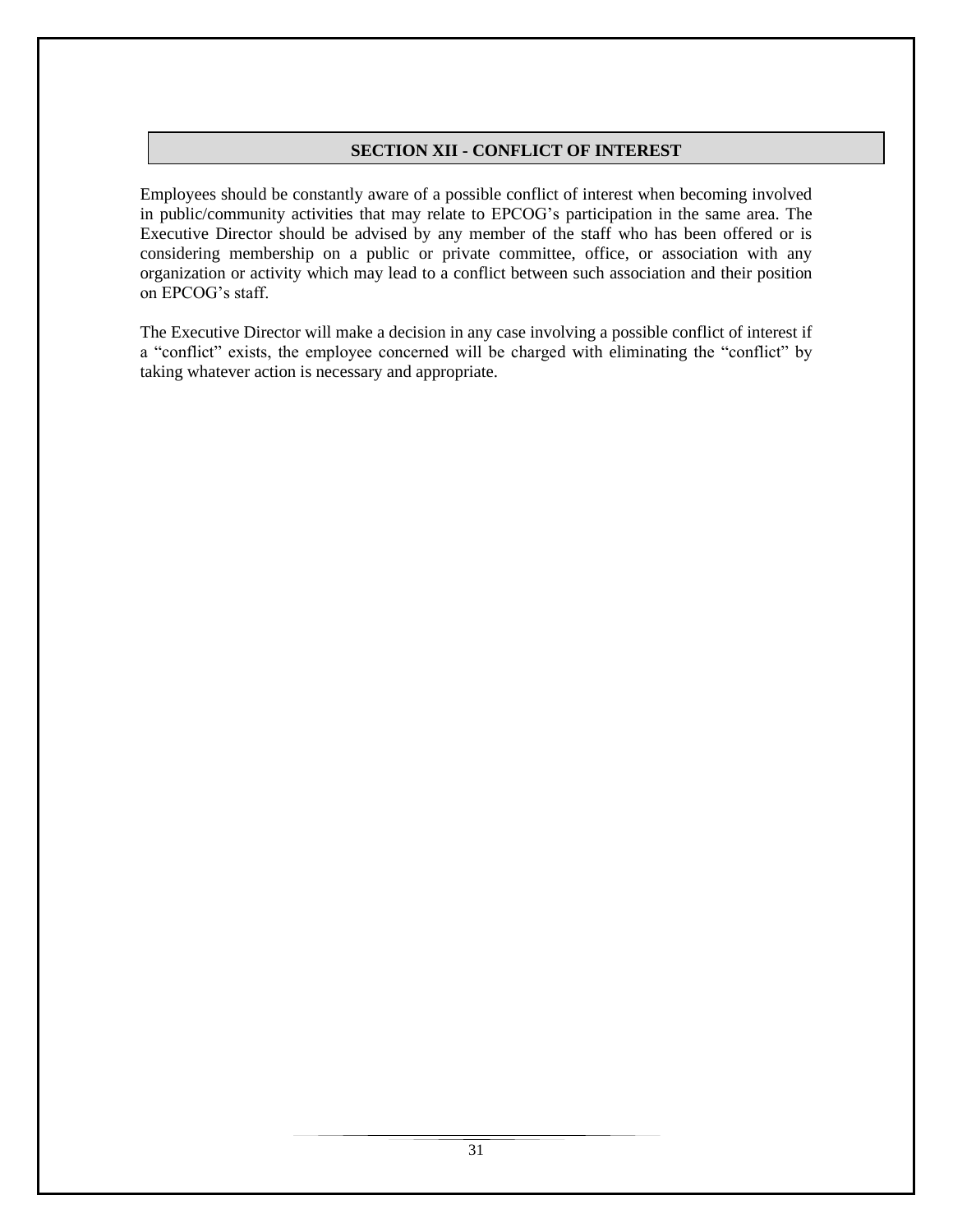## SECTION XII - CONFLICT OF INTEREST

Employees should be constantly aware of a possible conflict of interest when becoming involved in public/community activities that may relate to EPCOG's participation in the same area. The Executive Director should be advised by any member of the staff who has been offered or is considering membership on a public or private committee, office, or association with any organization or activity which may lead to a conflict between such association and their position on EPCOG's staff.

The Executive Director will make a decision in any case involving a possible conflict of interest if a "conflict" exists, the employee concerned will be charged with eliminating the "conflict" by taking whatever action is necessary and appropriate.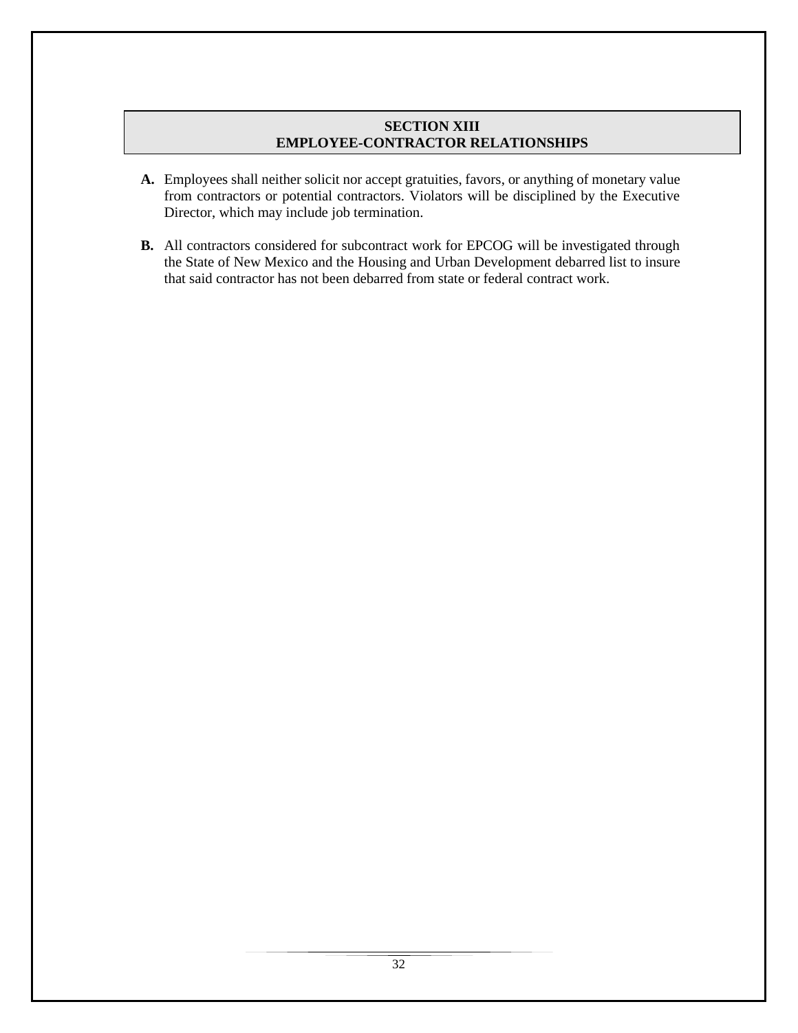## SECTION XIII
## EMPLOYEE-CONTRACTOR RELATIONSHIPS

**A.** Employees shall neither solicit nor accept gratuities, favors, or anything of monetary value from contractors or potential contractors. Violators will be disciplined by the Executive Director, which may include job termination.

**B.** All contractors considered for subcontract work for EPCOG will be investigated through the State of New Mexico and the Housing and Urban Development debarred list to insure that said contractor has not been debarred from state or federal contract work.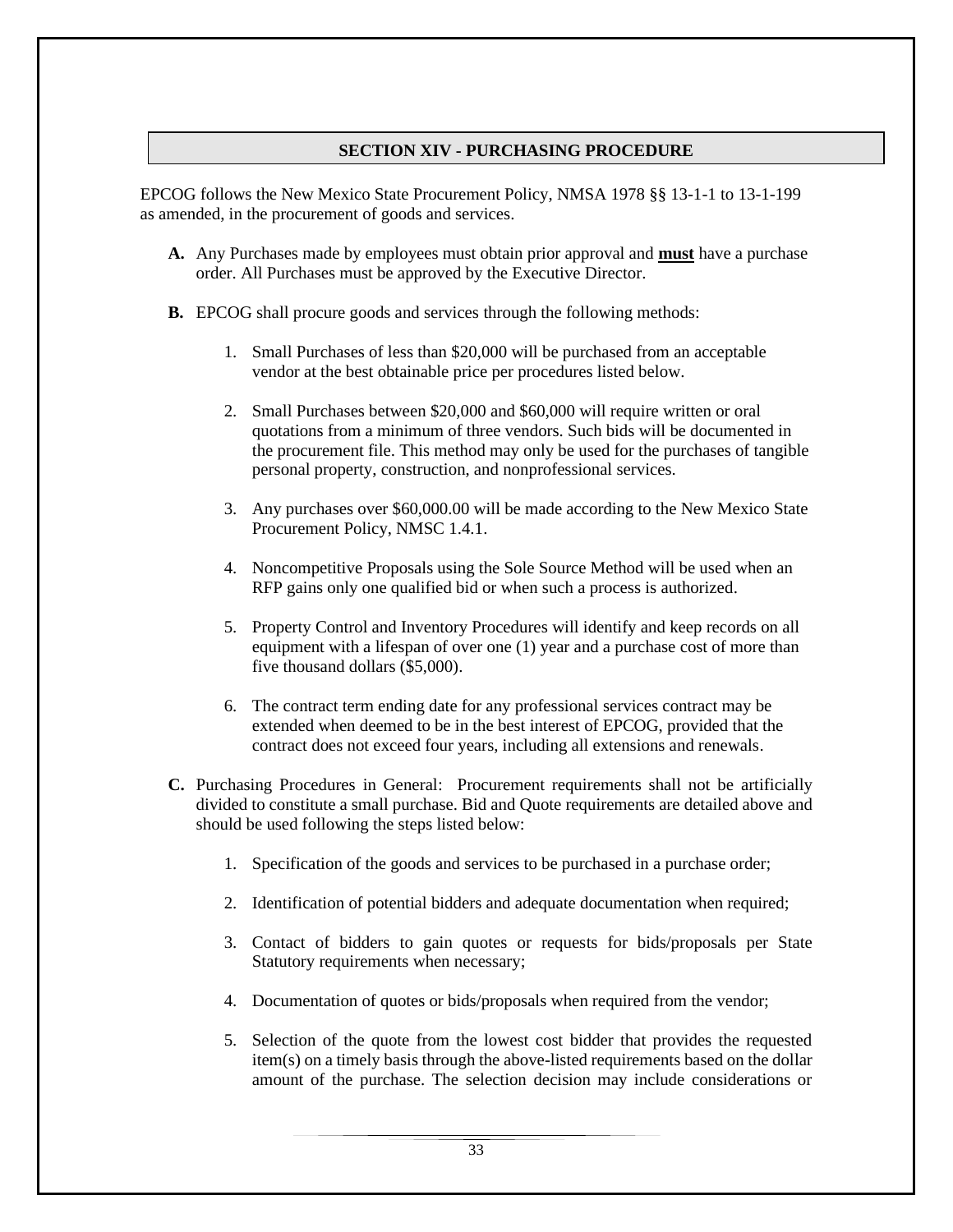## SECTION XIV - PURCHASING PROCEDURE

EPCOG follows the New Mexico State Procurement Policy, NMSA 1978 §§ 13-1-1 to 13-1-199 as amended, in the procurement of goods and services.

**A.** Any Purchases made by employees must obtain prior approval and **must** have a purchase order. All Purchases must be approved by the Executive Director.

**B.** EPCOG shall procure goods and services through the following methods:

1. Small Purchases of less than $20,000 will be purchased from an acceptable vendor at the best obtainable price per procedures listed below.

2. Small Purchases between $20,000 and $60,000 will require written or oral quotations from a minimum of three vendors. Such bids will be documented in the procurement file. This method may only be used for the purchases of tangible personal property, construction, and nonprofessional services.

3. Any purchases over $60,000.00 will be made according to the New Mexico State Procurement Policy, NMSC 1.4.1.

4. Noncompetitive Proposals using the Sole Source Method will be used when an RFP gains only one qualified bid or when such a process is authorized.

5. Property Control and Inventory Procedures will identify and keep records on all equipment with a lifespan of over one (1) year and a purchase cost of more than five thousand dollars ($5,000).

6. The contract term ending date for any professional services contract may be extended when deemed to be in the best interest of EPCOG, provided that the contract does not exceed four years, including all extensions and renewals.

**C.** Purchasing Procedures in General: Procurement requirements shall not be artificially divided to constitute a small purchase. Bid and Quote requirements are detailed above and should be used following the steps listed below:

1. Specification of the goods and services to be purchased in a purchase order;

2. Identification of potential bidders and adequate documentation when required;

3. Contact of bidders to gain quotes or requests for bids/proposals per State Statutory requirements when necessary;

4. Documentation of quotes or bids/proposals when required from the vendor;

5. Selection of the quote from the lowest cost bidder that provides the requested item(s) on a timely basis through the above-listed requirements based on the dollar amount of the purchase. The selection decision may include considerations or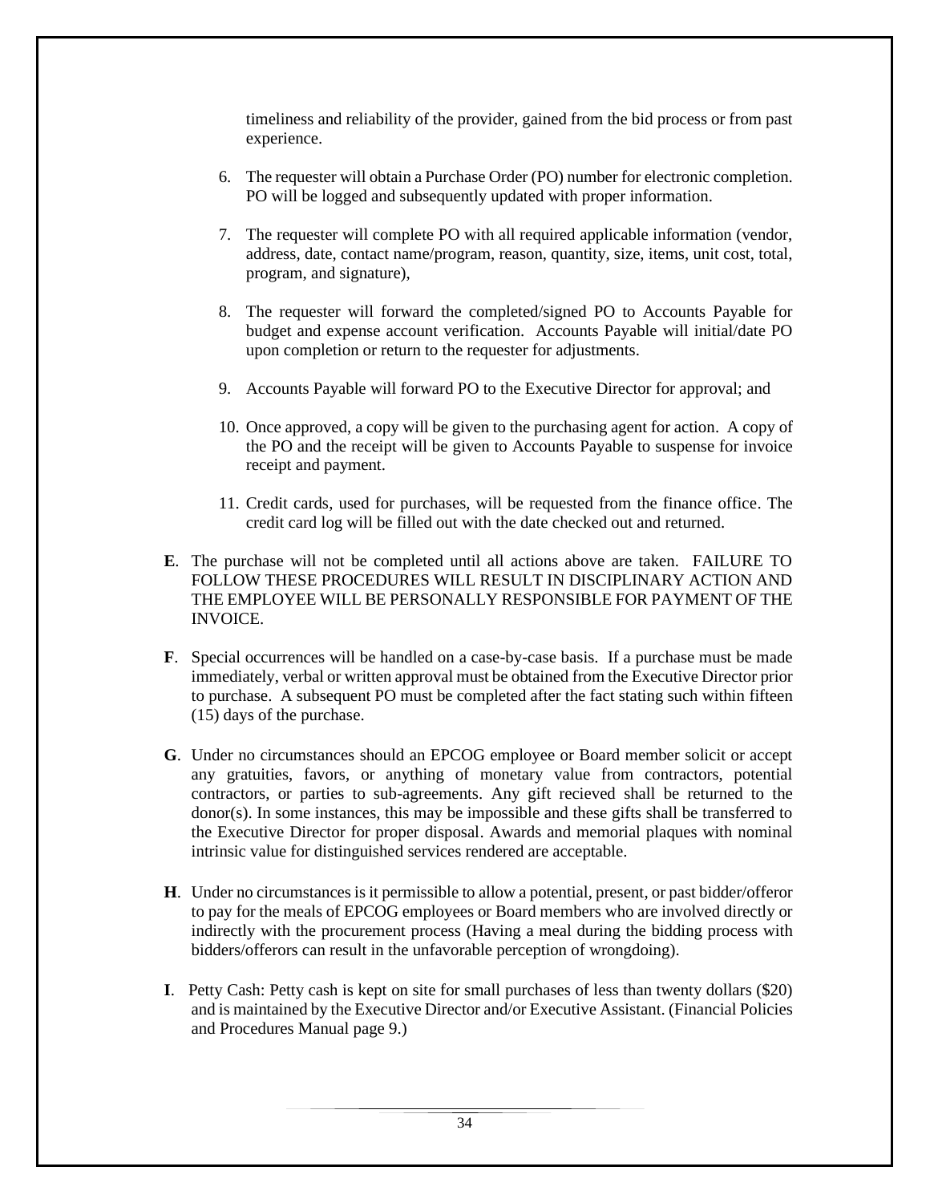timeliness and reliability of the provider, gained from the bid process or from past experience.

6. The requester will obtain a Purchase Order (PO) number for electronic completion. PO will be logged and subsequently updated with proper information.

7. The requester will complete PO with all required applicable information (vendor, address, date, contact name/program, reason, quantity, size, items, unit cost, total, program, and signature),

8. The requester will forward the completed/signed PO to Accounts Payable for budget and expense account verification. Accounts Payable will initial/date PO upon completion or return to the requester for adjustments.

9. Accounts Payable will forward PO to the Executive Director for approval; and

10. Once approved, a copy will be given to the purchasing agent for action. A copy of the PO and the receipt will be given to Accounts Payable to suspense for invoice receipt and payment.

11. Credit cards, used for purchases, will be requested from the finance office. The credit card log will be filled out with the date checked out and returned.

**E**. The purchase will not be completed until all actions above are taken. FAILURE TO FOLLOW THESE PROCEDURES WILL RESULT IN DISCIPLINARY ACTION AND THE EMPLOYEE WILL BE PERSONALLY RESPONSIBLE FOR PAYMENT OF THE INVOICE.

**F**. Special occurrences will be handled on a case-by-case basis. If a purchase must be made immediately, verbal or written approval must be obtained from the Executive Director prior to purchase. A subsequent PO must be completed after the fact stating such within fifteen (15) days of the purchase.

**G**. Under no circumstances should an EPCOG employee or Board member solicit or accept any gratuities, favors, or anything of monetary value from contractors, potential contractors, or parties to sub-agreements. Any gift recieved shall be returned to the donor(s). In some instances, this may be impossible and these gifts shall be transferred to the Executive Director for proper disposal. Awards and memorial plaques with nominal intrinsic value for distinguished services rendered are acceptable.

**H**. Under no circumstances is it permissible to allow a potential, present, or past bidder/offeror to pay for the meals of EPCOG employees or Board members who are involved directly or indirectly with the procurement process (Having a meal during the bidding process with bidders/offerors can result in the unfavorable perception of wrongdoing).

**I**. Petty Cash: Petty cash is kept on site for small purchases of less than twenty dollars ($20) and is maintained by the Executive Director and/or Executive Assistant. (Financial Policies and Procedures Manual page 9.)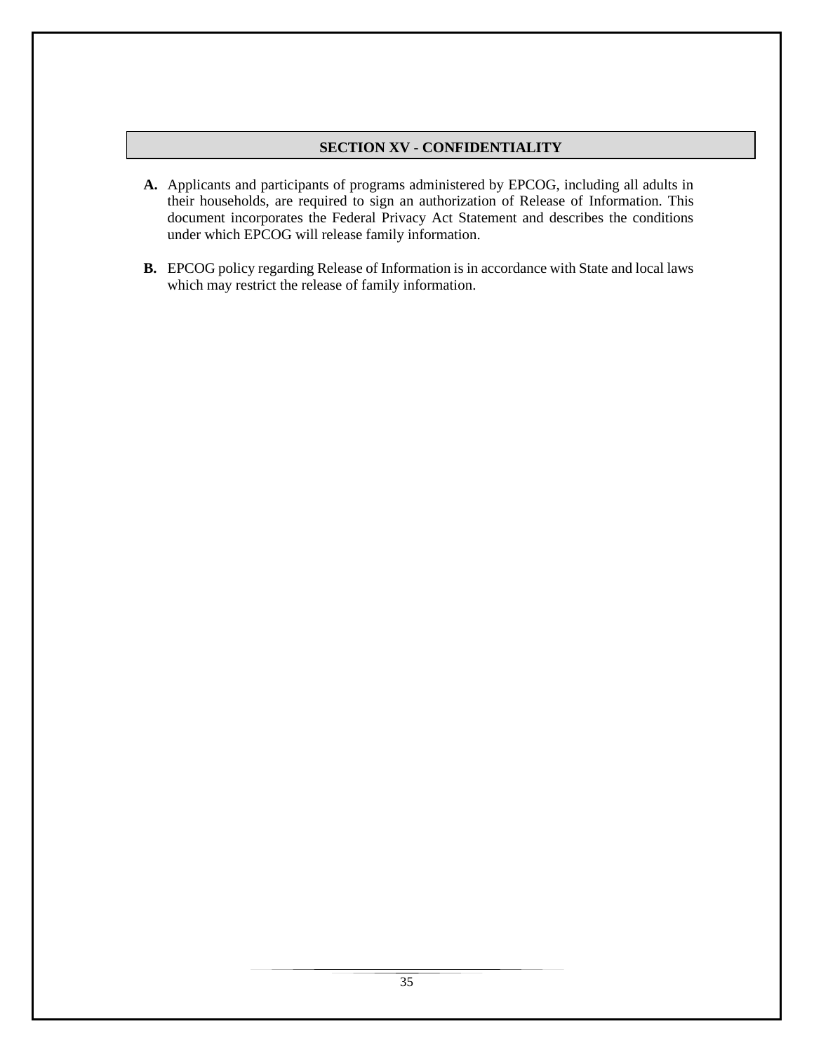## SECTION XV - CONFIDENTIALITY

**A.** Applicants and participants of programs administered by EPCOG, including all adults in their households, are required to sign an authorization of Release of Information. This document incorporates the Federal Privacy Act Statement and describes the conditions under which EPCOG will release family information.

**B.** EPCOG policy regarding Release of Information is in accordance with State and local laws which may restrict the release of family information.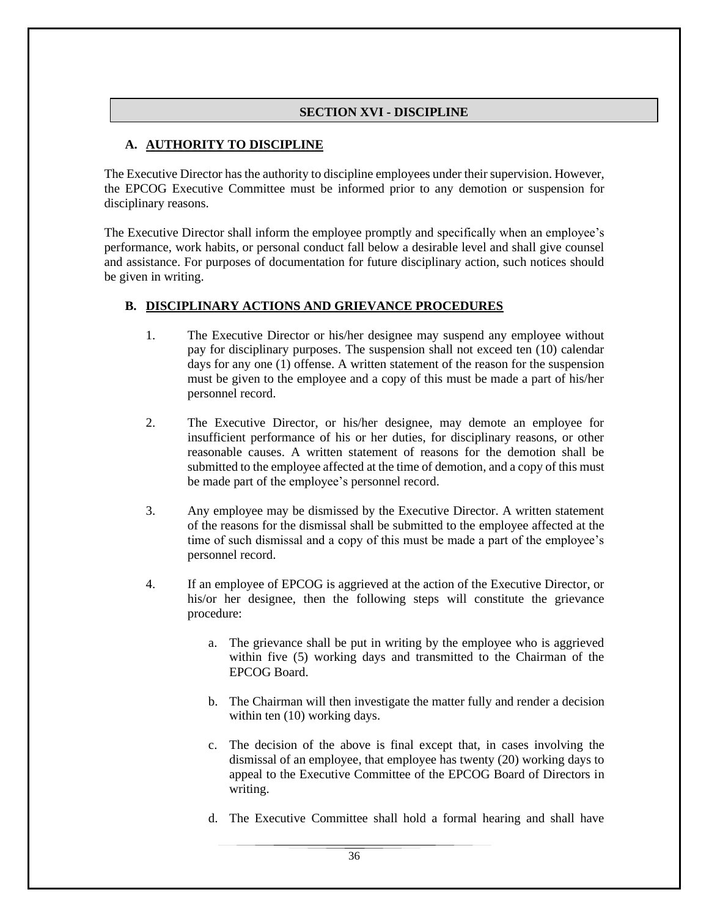## SECTION XVI - DISCIPLINE

### A. AUTHORITY TO DISCIPLINE

The Executive Director has the authority to discipline employees under their supervision. However, the EPCOG Executive Committee must be informed prior to any demotion or suspension for disciplinary reasons.

The Executive Director shall inform the employee promptly and specifically when an employee's performance, work habits, or personal conduct fall below a desirable level and shall give counsel and assistance. For purposes of documentation for future disciplinary action, such notices should be given in writing.

### B. DISCIPLINARY ACTIONS AND GRIEVANCE PROCEDURES

1. The Executive Director or his/her designee may suspend any employee without pay for disciplinary purposes. The suspension shall not exceed ten (10) calendar days for any one (1) offense. A written statement of the reason for the suspension must be given to the employee and a copy of this must be made a part of his/her personnel record.

2. The Executive Director, or his/her designee, may demote an employee for insufficient performance of his or her duties, for disciplinary reasons, or other reasonable causes. A written statement of reasons for the demotion shall be submitted to the employee affected at the time of demotion, and a copy of this must be made part of the employee's personnel record.

3. Any employee may be dismissed by the Executive Director. A written statement of the reasons for the dismissal shall be submitted to the employee affected at the time of such dismissal and a copy of this must be made a part of the employee's personnel record.

4. If an employee of EPCOG is aggrieved at the action of the Executive Director, or his/or her designee, then the following steps will constitute the grievance procedure:

   a. The grievance shall be put in writing by the employee who is aggrieved within five (5) working days and transmitted to the Chairman of the EPCOG Board.

   b. The Chairman will then investigate the matter fully and render a decision within ten (10) working days.

   c. The decision of the above is final except that, in cases involving the dismissal of an employee, that employee has twenty (20) working days to appeal to the Executive Committee of the EPCOG Board of Directors in writing.

   d. The Executive Committee shall hold a formal hearing and shall have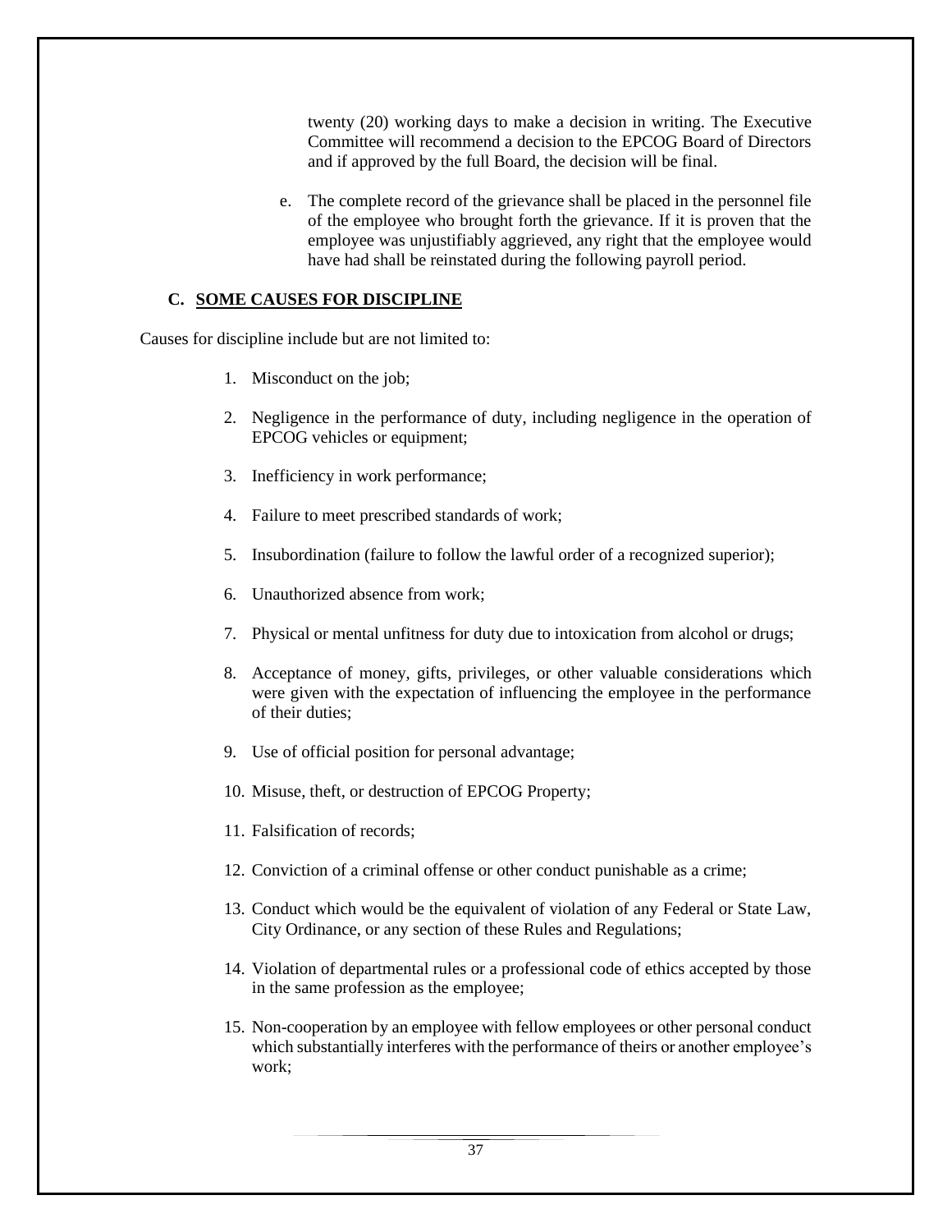twenty (20) working days to make a decision in writing. The Executive Committee will recommend a decision to the EPCOG Board of Directors and if approved by the full Board, the decision will be final.

e. The complete record of the grievance shall be placed in the personnel file of the employee who brought forth the grievance. If it is proven that the employee was unjustifiably aggrieved, any right that the employee would have had shall be reinstated during the following payroll period.

### C. SOME CAUSES FOR DISCIPLINE

Causes for discipline include but are not limited to:

1. Misconduct on the job;
2. Negligence in the performance of duty, including negligence in the operation of EPCOG vehicles or equipment;
3. Inefficiency in work performance;
4. Failure to meet prescribed standards of work;
5. Insubordination (failure to follow the lawful order of a recognized superior);
6. Unauthorized absence from work;
7. Physical or mental unfitness for duty due to intoxication from alcohol or drugs;
8. Acceptance of money, gifts, privileges, or other valuable considerations which were given with the expectation of influencing the employee in the performance of their duties;
9. Use of official position for personal advantage;
10. Misuse, theft, or destruction of EPCOG Property;
11. Falsification of records;
12. Conviction of a criminal offense or other conduct punishable as a crime;
13. Conduct which would be the equivalent of violation of any Federal or State Law, City Ordinance, or any section of these Rules and Regulations;
14. Violation of departmental rules or a professional code of ethics accepted by those in the same profession as the employee;
15. Non-cooperation by an employee with fellow employees or other personal conduct which substantially interferes with the performance of theirs or another employee's work;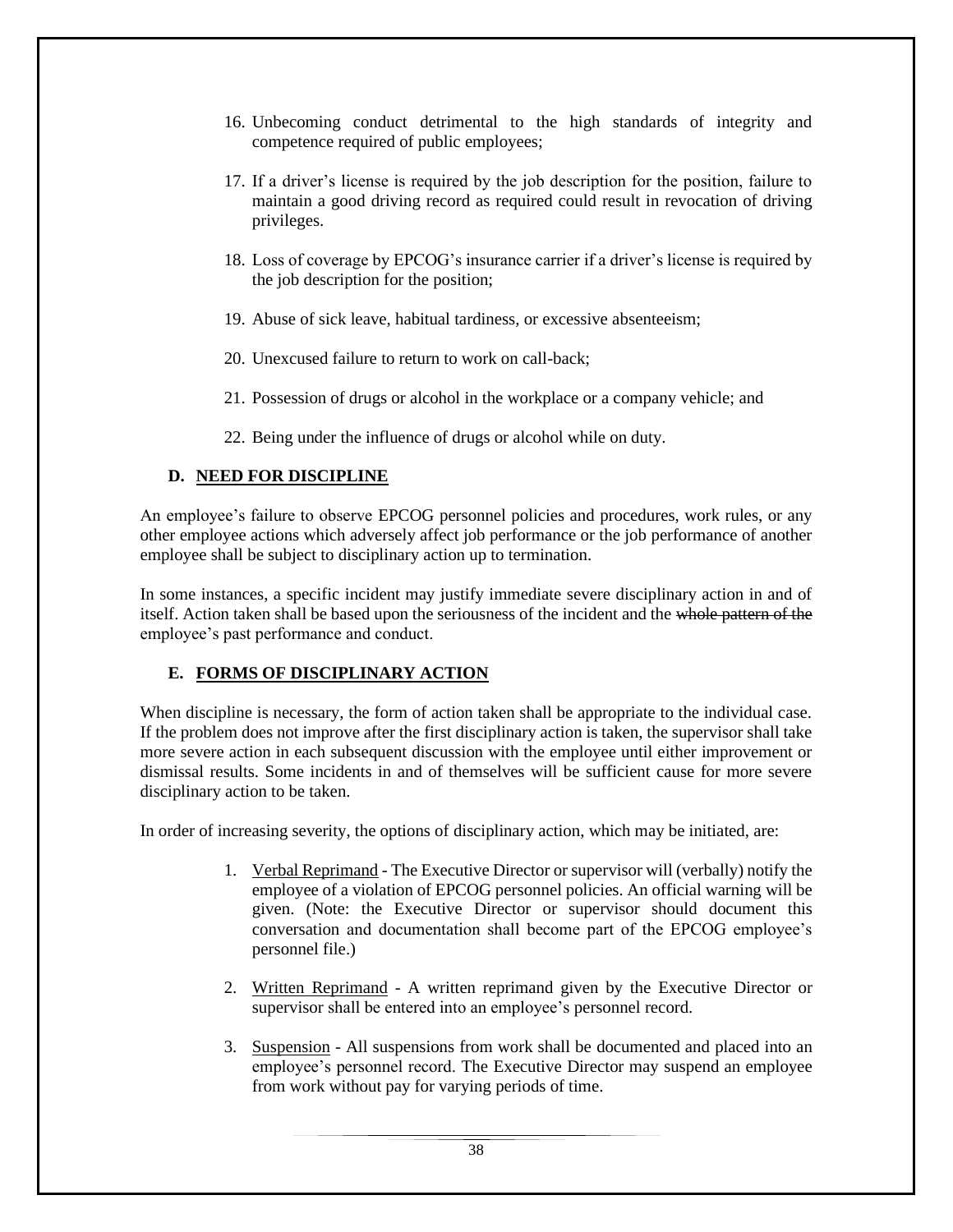16. Unbecoming conduct detrimental to the high standards of integrity and competence required of public employees;

17. If a driver's license is required by the job description for the position, failure to maintain a good driving record as required could result in revocation of driving privileges.

18. Loss of coverage by EPCOG's insurance carrier if a driver's license is required by the job description for the position;

19. Abuse of sick leave, habitual tardiness, or excessive absenteeism;

20. Unexcused failure to return to work on call-back;

21. Possession of drugs or alcohol in the workplace or a company vehicle; and

22. Being under the influence of drugs or alcohol while on duty.

### D. NEED FOR DISCIPLINE

An employee's failure to observe EPCOG personnel policies and procedures, work rules, or any other employee actions which adversely affect job performance or the job performance of another employee shall be subject to disciplinary action up to termination.

In some instances, a specific incident may justify immediate severe disciplinary action in and of itself. Action taken shall be based upon the seriousness of the incident and the ~~whole pattern of the~~ employee's past performance and conduct.

### E. FORMS OF DISCIPLINARY ACTION

When discipline is necessary, the form of action taken shall be appropriate to the individual case. If the problem does not improve after the first disciplinary action is taken, the supervisor shall take more severe action in each subsequent discussion with the employee until either improvement or dismissal results. Some incidents in and of themselves will be sufficient cause for more severe disciplinary action to be taken.

In order of increasing severity, the options of disciplinary action, which may be initiated, are:

1. <u>Verbal Reprimand</u> - The Executive Director or supervisor will (verbally) notify the employee of a violation of EPCOG personnel policies. An official warning will be given. (Note: the Executive Director or supervisor should document this conversation and documentation shall become part of the EPCOG employee's personnel file.)

2. <u>Written Reprimand</u> - A written reprimand given by the Executive Director or supervisor shall be entered into an employee's personnel record.

3. <u>Suspension</u> - All suspensions from work shall be documented and placed into an employee's personnel record. The Executive Director may suspend an employee from work without pay for varying periods of time.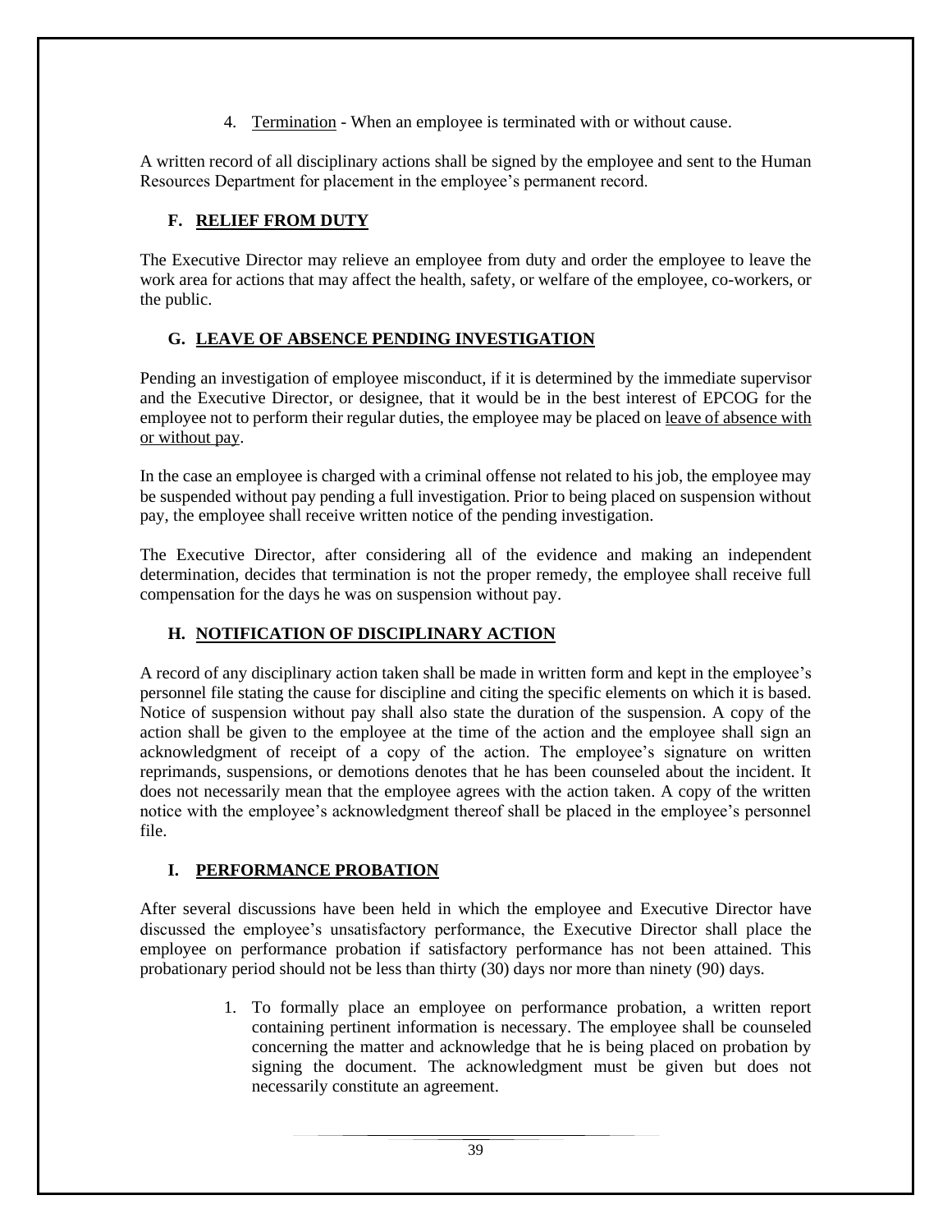4. Termination - When an employee is terminated with or without cause.

A written record of all disciplinary actions shall be signed by the employee and sent to the Human Resources Department for placement in the employee's permanent record.

### F. RELIEF FROM DUTY

The Executive Director may relieve an employee from duty and order the employee to leave the work area for actions that may affect the health, safety, or welfare of the employee, co-workers, or the public.

### G. LEAVE OF ABSENCE PENDING INVESTIGATION

Pending an investigation of employee misconduct, if it is determined by the immediate supervisor and the Executive Director, or designee, that it would be in the best interest of EPCOG for the employee not to perform their regular duties, the employee may be placed on leave of absence with or without pay.

In the case an employee is charged with a criminal offense not related to his job, the employee may be suspended without pay pending a full investigation. Prior to being placed on suspension without pay, the employee shall receive written notice of the pending investigation.

The Executive Director, after considering all of the evidence and making an independent determination, decides that termination is not the proper remedy, the employee shall receive full compensation for the days he was on suspension without pay.

### H. NOTIFICATION OF DISCIPLINARY ACTION

A record of any disciplinary action taken shall be made in written form and kept in the employee's personnel file stating the cause for discipline and citing the specific elements on which it is based. Notice of suspension without pay shall also state the duration of the suspension. A copy of the action shall be given to the employee at the time of the action and the employee shall sign an acknowledgment of receipt of a copy of the action. The employee's signature on written reprimands, suspensions, or demotions denotes that he has been counseled about the incident. It does not necessarily mean that the employee agrees with the action taken. A copy of the written notice with the employee's acknowledgment thereof shall be placed in the employee's personnel file.

### I. PERFORMANCE PROBATION

After several discussions have been held in which the employee and Executive Director have discussed the employee's unsatisfactory performance, the Executive Director shall place the employee on performance probation if satisfactory performance has not been attained. This probationary period should not be less than thirty (30) days nor more than ninety (90) days.

1. To formally place an employee on performance probation, a written report containing pertinent information is necessary. The employee shall be counseled concerning the matter and acknowledge that he is being placed on probation by signing the document. The acknowledgment must be given but does not necessarily constitute an agreement.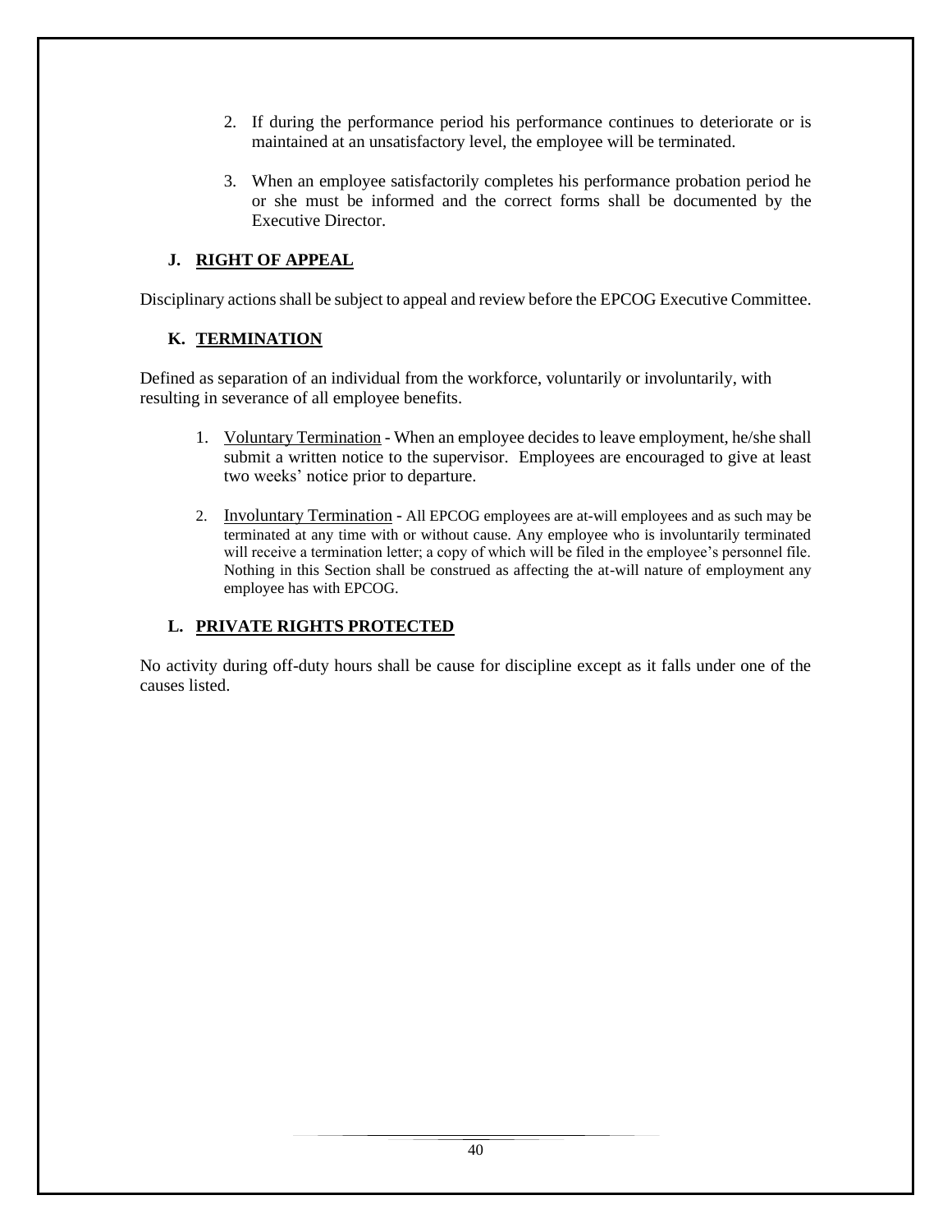2. If during the performance period his performance continues to deteriorate or is maintained at an unsatisfactory level, the employee will be terminated.

3. When an employee satisfactorily completes his performance probation period he or she must be informed and the correct forms shall be documented by the Executive Director.

### J. RIGHT OF APPEAL

Disciplinary actions shall be subject to appeal and review before the EPCOG Executive Committee.

### K. TERMINATION

Defined as separation of an individual from the workforce, voluntarily or involuntarily, with resulting in severance of all employee benefits.

1. Voluntary Termination - When an employee decides to leave employment, he/she shall submit a written notice to the supervisor. Employees are encouraged to give at least two weeks' notice prior to departure.

2. Involuntary Termination - All EPCOG employees are at-will employees and as such may be terminated at any time with or without cause. Any employee who is involuntarily terminated will receive a termination letter; a copy of which will be filed in the employee's personnel file. Nothing in this Section shall be construed as affecting the at-will nature of employment any employee has with EPCOG.

### L. PRIVATE RIGHTS PROTECTED

No activity during off-duty hours shall be cause for discipline except as it falls under one of the causes listed.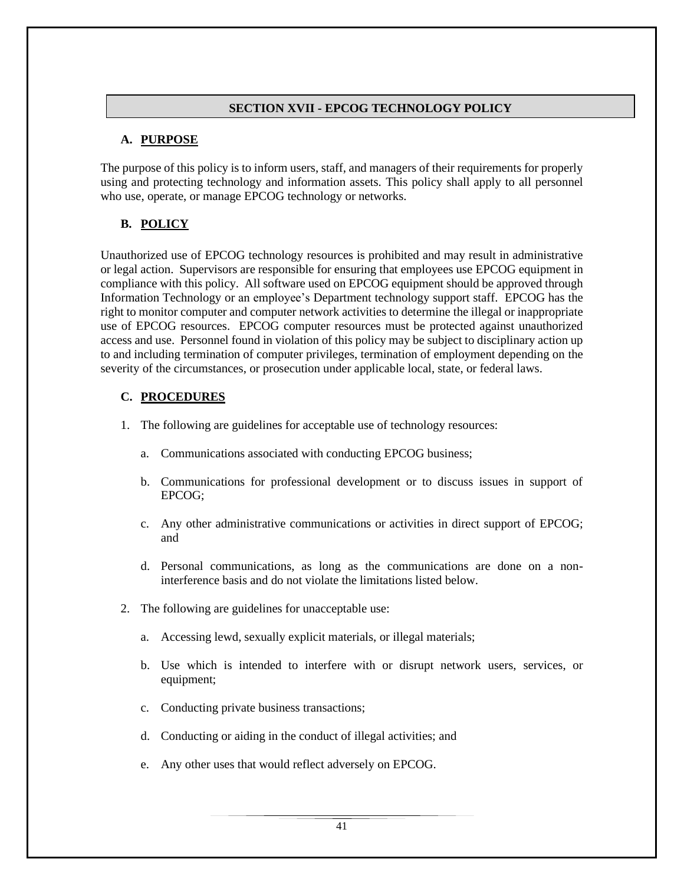## SECTION XVII - EPCOG TECHNOLOGY POLICY

### A. PURPOSE

The purpose of this policy is to inform users, staff, and managers of their requirements for properly using and protecting technology and information assets. This policy shall apply to all personnel who use, operate, or manage EPCOG technology or networks.

### B. POLICY

Unauthorized use of EPCOG technology resources is prohibited and may result in administrative or legal action. Supervisors are responsible for ensuring that employees use EPCOG equipment in compliance with this policy. All software used on EPCOG equipment should be approved through Information Technology or an employee's Department technology support staff. EPCOG has the right to monitor computer and computer network activities to determine the illegal or inappropriate use of EPCOG resources. EPCOG computer resources must be protected against unauthorized access and use. Personnel found in violation of this policy may be subject to disciplinary action up to and including termination of computer privileges, termination of employment depending on the severity of the circumstances, or prosecution under applicable local, state, or federal laws.

### C. PROCEDURES

1. The following are guidelines for acceptable use of technology resources:

   a. Communications associated with conducting EPCOG business;

   b. Communications for professional development or to discuss issues in support of EPCOG;

   c. Any other administrative communications or activities in direct support of EPCOG; and

   d. Personal communications, as long as the communications are done on a non-interference basis and do not violate the limitations listed below.

2. The following are guidelines for unacceptable use:

   a. Accessing lewd, sexually explicit materials, or illegal materials;

   b. Use which is intended to interfere with or disrupt network users, services, or equipment;

   c. Conducting private business transactions;

   d. Conducting or aiding in the conduct of illegal activities; and

   e. Any other uses that would reflect adversely on EPCOG.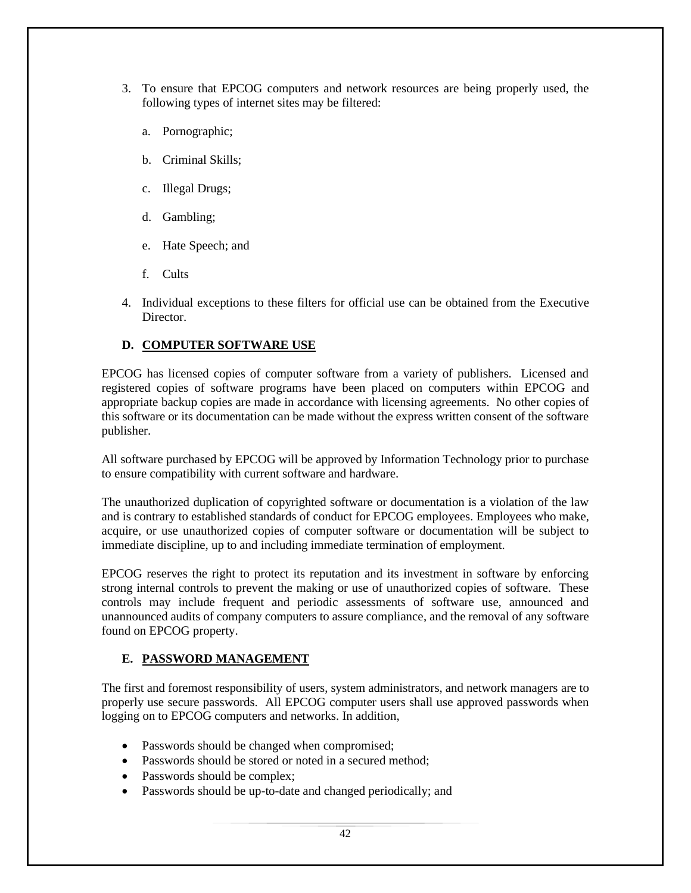3. To ensure that EPCOG computers and network resources are being properly used, the following types of internet sites may be filtered:

    a. Pornographic;

    b. Criminal Skills;

    c. Illegal Drugs;

    d. Gambling;

    e. Hate Speech; and

    f. Cults

4. Individual exceptions to these filters for official use can be obtained from the Executive Director.

### D. COMPUTER SOFTWARE USE

EPCOG has licensed copies of computer software from a variety of publishers. Licensed and registered copies of software programs have been placed on computers within EPCOG and appropriate backup copies are made in accordance with licensing agreements. No other copies of this software or its documentation can be made without the express written consent of the software publisher.

All software purchased by EPCOG will be approved by Information Technology prior to purchase to ensure compatibility with current software and hardware.

The unauthorized duplication of copyrighted software or documentation is a violation of the law and is contrary to established standards of conduct for EPCOG employees. Employees who make, acquire, or use unauthorized copies of computer software or documentation will be subject to immediate discipline, up to and including immediate termination of employment.

EPCOG reserves the right to protect its reputation and its investment in software by enforcing strong internal controls to prevent the making or use of unauthorized copies of software. These controls may include frequent and periodic assessments of software use, announced and unannounced audits of company computers to assure compliance, and the removal of any software found on EPCOG property.

### E. PASSWORD MANAGEMENT

The first and foremost responsibility of users, system administrators, and network managers are to properly use secure passwords. All EPCOG computer users shall use approved passwords when logging on to EPCOG computers and networks. In addition,

- Passwords should be changed when compromised;
- Passwords should be stored or noted in a secured method;
- Passwords should be complex;
- Passwords should be up-to-date and changed periodically; and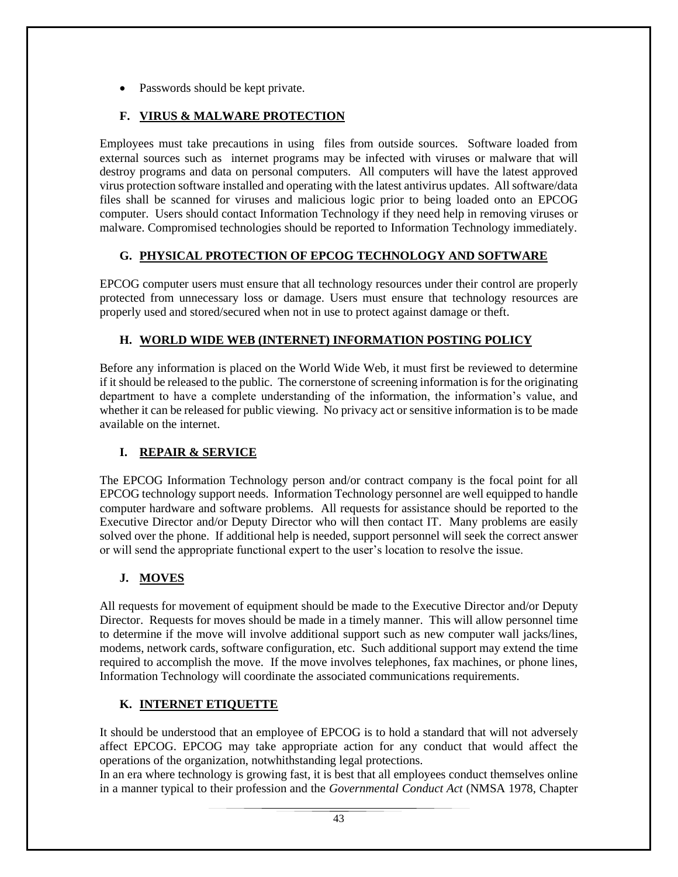- Passwords should be kept private.

### F. VIRUS & MALWARE PROTECTION

Employees must take precautions in using files from outside sources. Software loaded from external sources such as internet programs may be infected with viruses or malware that will destroy programs and data on personal computers. All computers will have the latest approved virus protection software installed and operating with the latest antivirus updates. All software/data files shall be scanned for viruses and malicious logic prior to being loaded onto an EPCOG computer. Users should contact Information Technology if they need help in removing viruses or malware. Compromised technologies should be reported to Information Technology immediately.

### G. PHYSICAL PROTECTION OF EPCOG TECHNOLOGY AND SOFTWARE

EPCOG computer users must ensure that all technology resources under their control are properly protected from unnecessary loss or damage. Users must ensure that technology resources are properly used and stored/secured when not in use to protect against damage or theft.

### H. WORLD WIDE WEB (INTERNET) INFORMATION POSTING POLICY

Before any information is placed on the World Wide Web, it must first be reviewed to determine if it should be released to the public. The cornerstone of screening information is for the originating department to have a complete understanding of the information, the information's value, and whether it can be released for public viewing. No privacy act or sensitive information is to be made available on the internet.

### I. REPAIR & SERVICE

The EPCOG Information Technology person and/or contract company is the focal point for all EPCOG technology support needs. Information Technology personnel are well equipped to handle computer hardware and software problems. All requests for assistance should be reported to the Executive Director and/or Deputy Director who will then contact IT. Many problems are easily solved over the phone. If additional help is needed, support personnel will seek the correct answer or will send the appropriate functional expert to the user's location to resolve the issue.

### J. MOVES

All requests for movement of equipment should be made to the Executive Director and/or Deputy Director. Requests for moves should be made in a timely manner. This will allow personnel time to determine if the move will involve additional support such as new computer wall jacks/lines, modems, network cards, software configuration, etc. Such additional support may extend the time required to accomplish the move. If the move involves telephones, fax machines, or phone lines, Information Technology will coordinate the associated communications requirements.

### K. INTERNET ETIQUETTE

It should be understood that an employee of EPCOG is to hold a standard that will not adversely affect EPCOG. EPCOG may take appropriate action for any conduct that would affect the operations of the organization, notwhithstanding legal protections.
In an era where technology is growing fast, it is best that all employees conduct themselves online in a manner typical to their profession and the *Governmental Conduct Act* (NMSA 1978, Chapter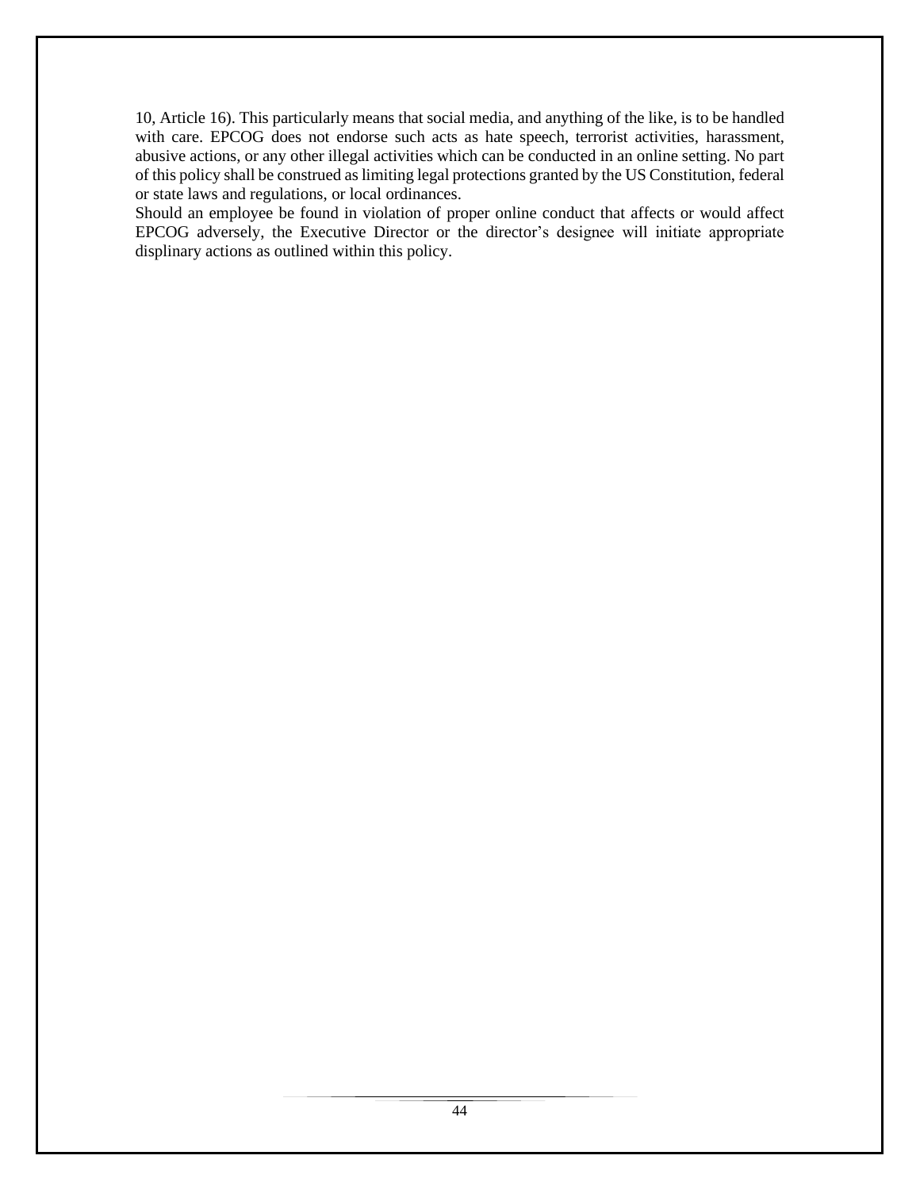10, Article 16). This particularly means that social media, and anything of the like, is to be handled with care. EPCOG does not endorse such acts as hate speech, terrorist activities, harassment, abusive actions, or any other illegal activities which can be conducted in an online setting. No part of this policy shall be construed as limiting legal protections granted by the US Constitution, federal or state laws and regulations, or local ordinances.

Should an employee be found in violation of proper online conduct that affects or would affect EPCOG adversely, the Executive Director or the director's designee will initiate appropriate displinary actions as outlined within this policy.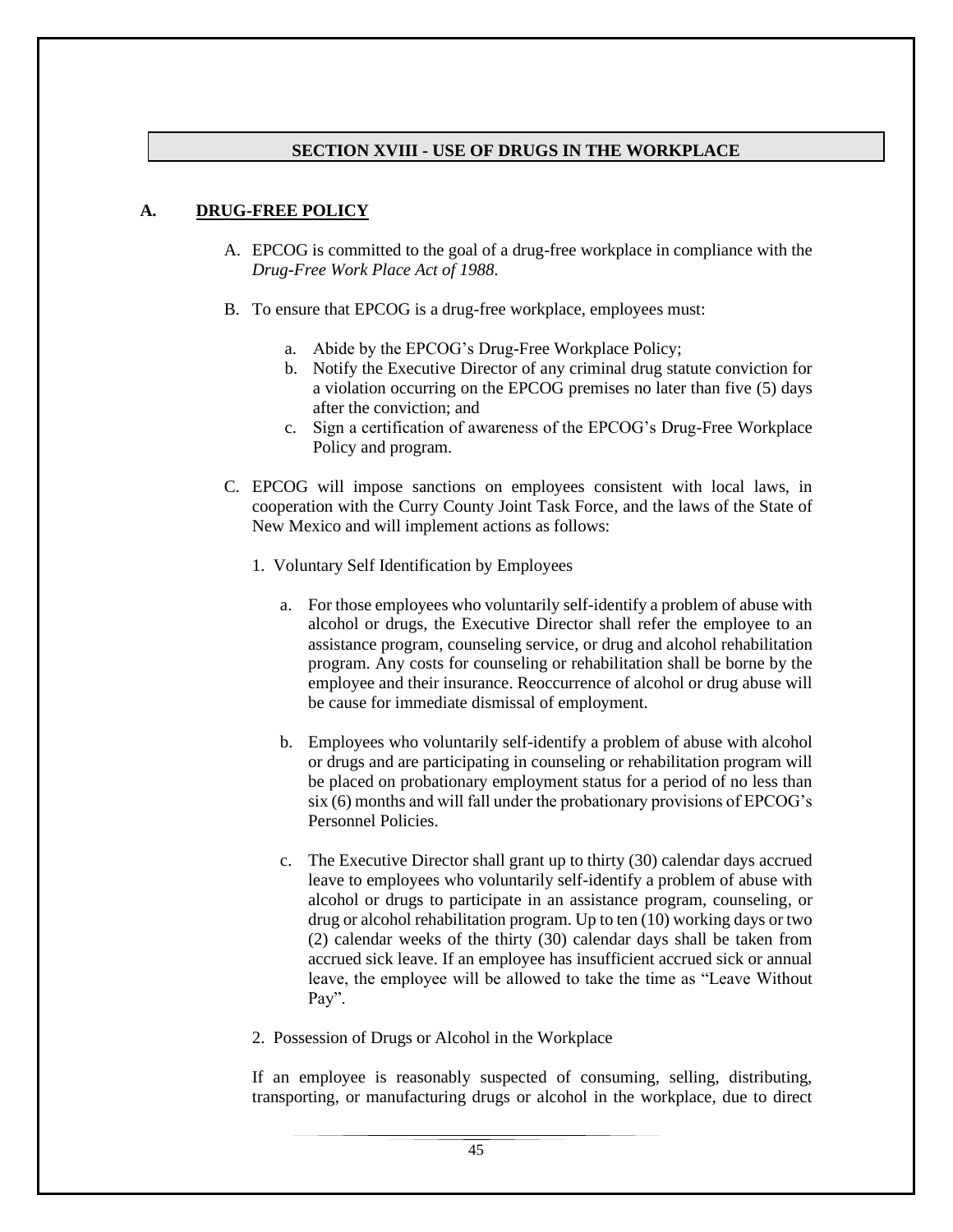## SECTION XVIII - USE OF DRUGS IN THE WORKPLACE

### A. DRUG-FREE POLICY

A. EPCOG is committed to the goal of a drug-free workplace in compliance with the *Drug-Free Work Place Act of 1988*.

B. To ensure that EPCOG is a drug-free workplace, employees must:

   a. Abide by the EPCOG's Drug-Free Workplace Policy;
   b. Notify the Executive Director of any criminal drug statute conviction for a violation occurring on the EPCOG premises no later than five (5) days after the conviction; and
   c. Sign a certification of awareness of the EPCOG's Drug-Free Workplace Policy and program.

C. EPCOG will impose sanctions on employees consistent with local laws, in cooperation with the Curry County Joint Task Force, and the laws of the State of New Mexico and will implement actions as follows:

   1. Voluntary Self Identification by Employees

      a. For those employees who voluntarily self-identify a problem of abuse with alcohol or drugs, the Executive Director shall refer the employee to an assistance program, counseling service, or drug and alcohol rehabilitation program. Any costs for counseling or rehabilitation shall be borne by the employee and their insurance. Reoccurrence of alcohol or drug abuse will be cause for immediate dismissal of employment.

      b. Employees who voluntarily self-identify a problem of abuse with alcohol or drugs and are participating in counseling or rehabilitation program will be placed on probationary employment status for a period of no less than six (6) months and will fall under the probationary provisions of EPCOG's Personnel Policies.

      c. The Executive Director shall grant up to thirty (30) calendar days accrued leave to employees who voluntarily self-identify a problem of abuse with alcohol or drugs to participate in an assistance program, counseling, or drug or alcohol rehabilitation program. Up to ten (10) working days or two (2) calendar weeks of the thirty (30) calendar days shall be taken from accrued sick leave. If an employee has insufficient accrued sick or annual leave, the employee will be allowed to take the time as "Leave Without Pay".

   2. Possession of Drugs or Alcohol in the Workplace

   If an employee is reasonably suspected of consuming, selling, distributing, transporting, or manufacturing drugs or alcohol in the workplace, due to direct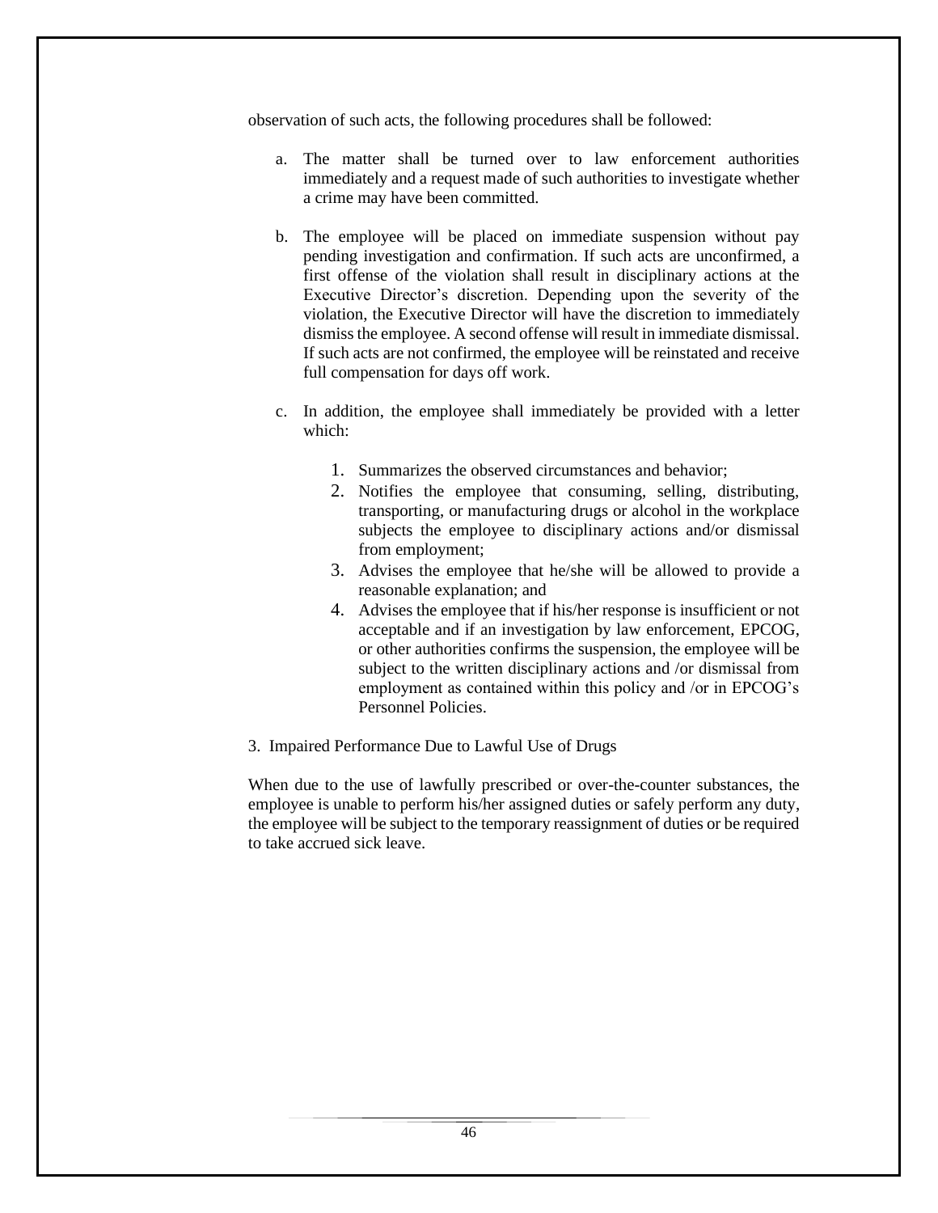observation of such acts, the following procedures shall be followed:

a. The matter shall be turned over to law enforcement authorities immediately and a request made of such authorities to investigate whether a crime may have been committed.

b. The employee will be placed on immediate suspension without pay pending investigation and confirmation. If such acts are unconfirmed, a first offense of the violation shall result in disciplinary actions at the Executive Director's discretion. Depending upon the severity of the violation, the Executive Director will have the discretion to immediately dismiss the employee. A second offense will result in immediate dismissal. If such acts are not confirmed, the employee will be reinstated and receive full compensation for days off work.

c. In addition, the employee shall immediately be provided with a letter which:

    1. Summarizes the observed circumstances and behavior;
    2. Notifies the employee that consuming, selling, distributing, transporting, or manufacturing drugs or alcohol in the workplace subjects the employee to disciplinary actions and/or dismissal from employment;
    3. Advises the employee that he/she will be allowed to provide a reasonable explanation; and
    4. Advises the employee that if his/her response is insufficient or not acceptable and if an investigation by law enforcement, EPCOG, or other authorities confirms the suspension, the employee will be subject to the written disciplinary actions and /or dismissal from employment as contained within this policy and /or in EPCOG's Personnel Policies.

3. Impaired Performance Due to Lawful Use of Drugs

When due to the use of lawfully prescribed or over-the-counter substances, the employee is unable to perform his/her assigned duties or safely perform any duty, the employee will be subject to the temporary reassignment of duties or be required to take accrued sick leave.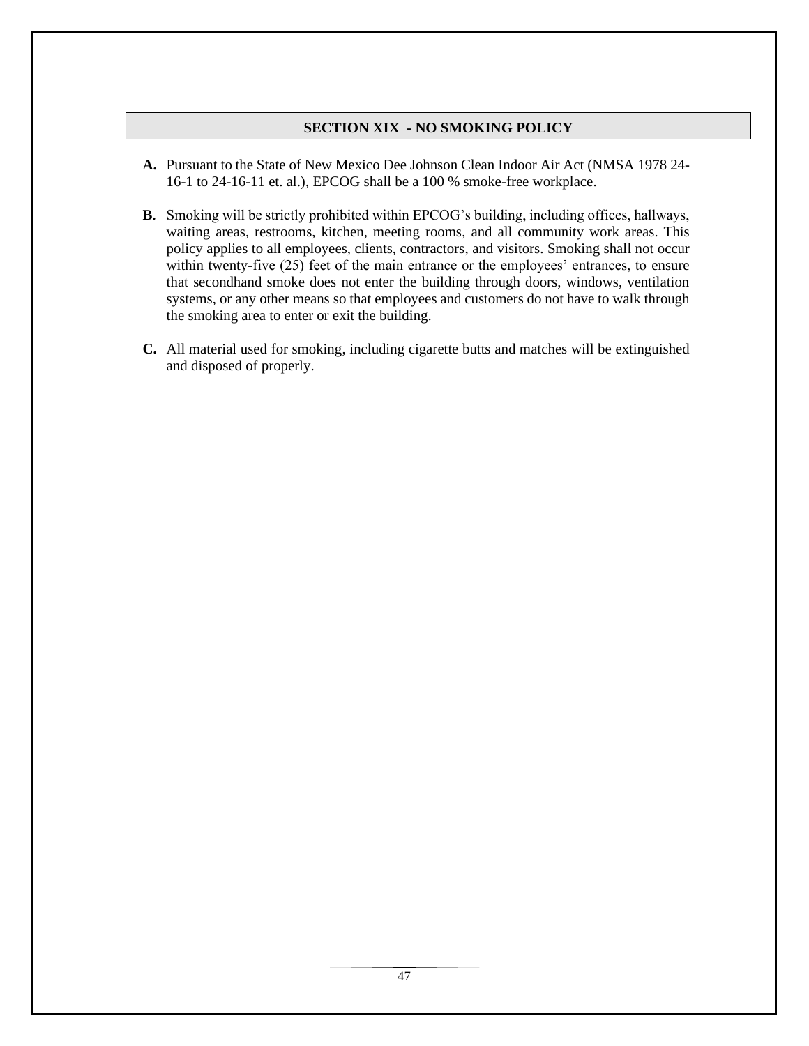## SECTION XIX - NO SMOKING POLICY

**A.** Pursuant to the State of New Mexico Dee Johnson Clean Indoor Air Act (NMSA 1978 24-16-1 to 24-16-11 et. al.), EPCOG shall be a 100 % smoke-free workplace.

**B.** Smoking will be strictly prohibited within EPCOG's building, including offices, hallways, waiting areas, restrooms, kitchen, meeting rooms, and all community work areas. This policy applies to all employees, clients, contractors, and visitors. Smoking shall not occur within twenty-five (25) feet of the main entrance or the employees' entrances, to ensure that secondhand smoke does not enter the building through doors, windows, ventilation systems, or any other means so that employees and customers do not have to walk through the smoking area to enter or exit the building.

**C.** All material used for smoking, including cigarette butts and matches will be extinguished and disposed of properly.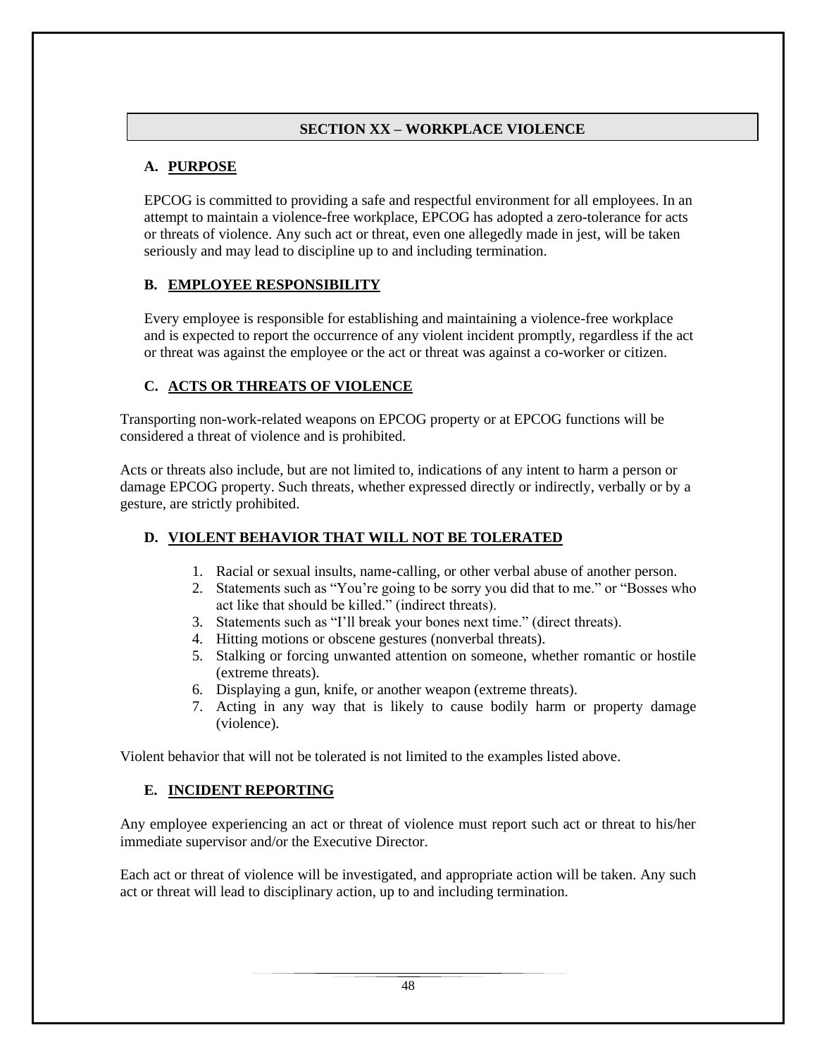## SECTION XX – WORKPLACE VIOLENCE

### A. PURPOSE

EPCOG is committed to providing a safe and respectful environment for all employees. In an attempt to maintain a violence-free workplace, EPCOG has adopted a zero-tolerance for acts or threats of violence. Any such act or threat, even one allegedly made in jest, will be taken seriously and may lead to discipline up to and including termination.

### B. EMPLOYEE RESPONSIBILITY

Every employee is responsible for establishing and maintaining a violence-free workplace and is expected to report the occurrence of any violent incident promptly, regardless if the act or threat was against the employee or the act or threat was against a co-worker or citizen.

### C. ACTS OR THREATS OF VIOLENCE

Transporting non-work-related weapons on EPCOG property or at EPCOG functions will be considered a threat of violence and is prohibited.

Acts or threats also include, but are not limited to, indications of any intent to harm a person or damage EPCOG property. Such threats, whether expressed directly or indirectly, verbally or by a gesture, are strictly prohibited.

### D. VIOLENT BEHAVIOR THAT WILL NOT BE TOLERATED

1. Racial or sexual insults, name-calling, or other verbal abuse of another person.
2. Statements such as "You're going to be sorry you did that to me." or "Bosses who act like that should be killed." (indirect threats).
3. Statements such as "I'll break your bones next time." (direct threats).
4. Hitting motions or obscene gestures (nonverbal threats).
5. Stalking or forcing unwanted attention on someone, whether romantic or hostile (extreme threats).
6. Displaying a gun, knife, or another weapon (extreme threats).
7. Acting in any way that is likely to cause bodily harm or property damage (violence).

Violent behavior that will not be tolerated is not limited to the examples listed above.

### E. INCIDENT REPORTING

Any employee experiencing an act or threat of violence must report such act or threat to his/her immediate supervisor and/or the Executive Director.

Each act or threat of violence will be investigated, and appropriate action will be taken. Any such act or threat will lead to disciplinary action, up to and including termination.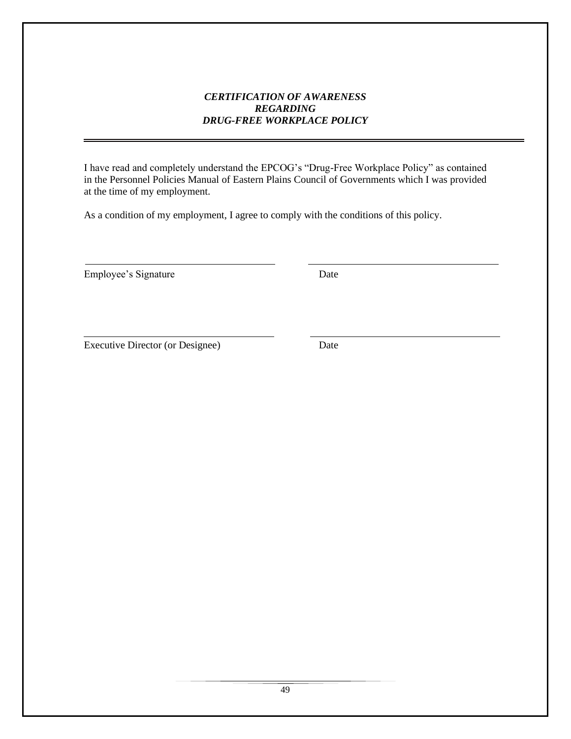### *CERTIFICATION OF AWARENESS*
### *REGARDING*
### *DRUG-FREE WORKPLACE POLICY*

---

I have read and completely understand the EPCOG's "Drug-Free Workplace Policy" as contained in the Personnel Policies Manual of Eastern Plains Council of Governments which I was provided at the time of my employment.

As a condition of my employment, I agree to comply with the conditions of this policy.

| | |
|---|---|
| \_\_\_\_\_\_\_\_\_\_\_\_\_\_\_\_\_\_\_\_\_\_\_\_\_\_\_\_\_\_\_\_\_\_ | \_\_\_\_\_\_\_\_\_\_\_\_\_\_\_\_\_\_\_\_\_\_\_\_\_\_\_\_\_\_\_\_\_\_ |
| Employee's Signature | Date |
| \_\_\_\_\_\_\_\_\_\_\_\_\_\_\_\_\_\_\_\_\_\_\_\_\_\_\_\_\_\_\_\_\_\_ | \_\_\_\_\_\_\_\_\_\_\_\_\_\_\_\_\_\_\_\_\_\_\_\_\_\_\_\_\_\_\_\_\_\_ |
| Executive Director (or Designee) | Date |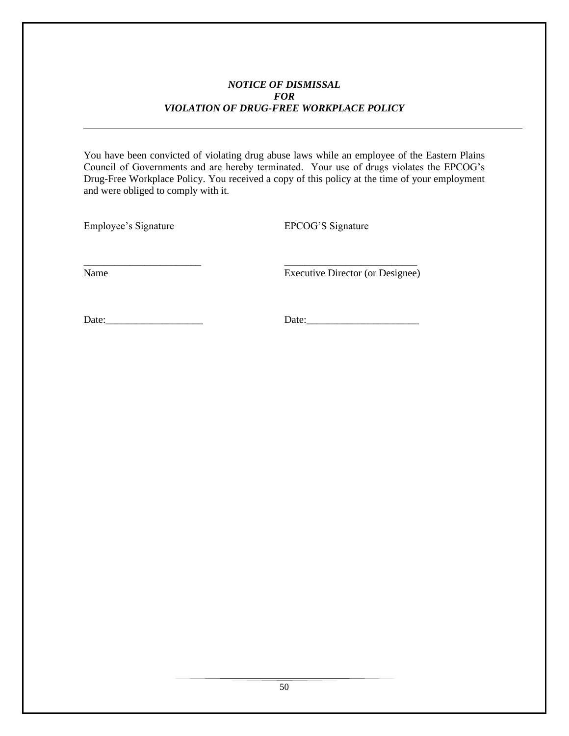***NOTICE OF DISMISSAL***
***FOR***
***VIOLATION OF DRUG-FREE WORKPLACE POLICY***

---

You have been convicted of violating drug abuse laws while an employee of the Eastern Plains Council of Governments and are hereby terminated. Your use of drugs violates the EPCOG's Drug-Free Workplace Policy. You received a copy of this policy at the time of your employment and were obliged to comply with it.

| Employee's Signature | EPCOG'S Signature |
|---|---|
| _______________________ | _________________________ |
| Name | Executive Director (or Designee) |
| Date:___________________ | Date:______________________ |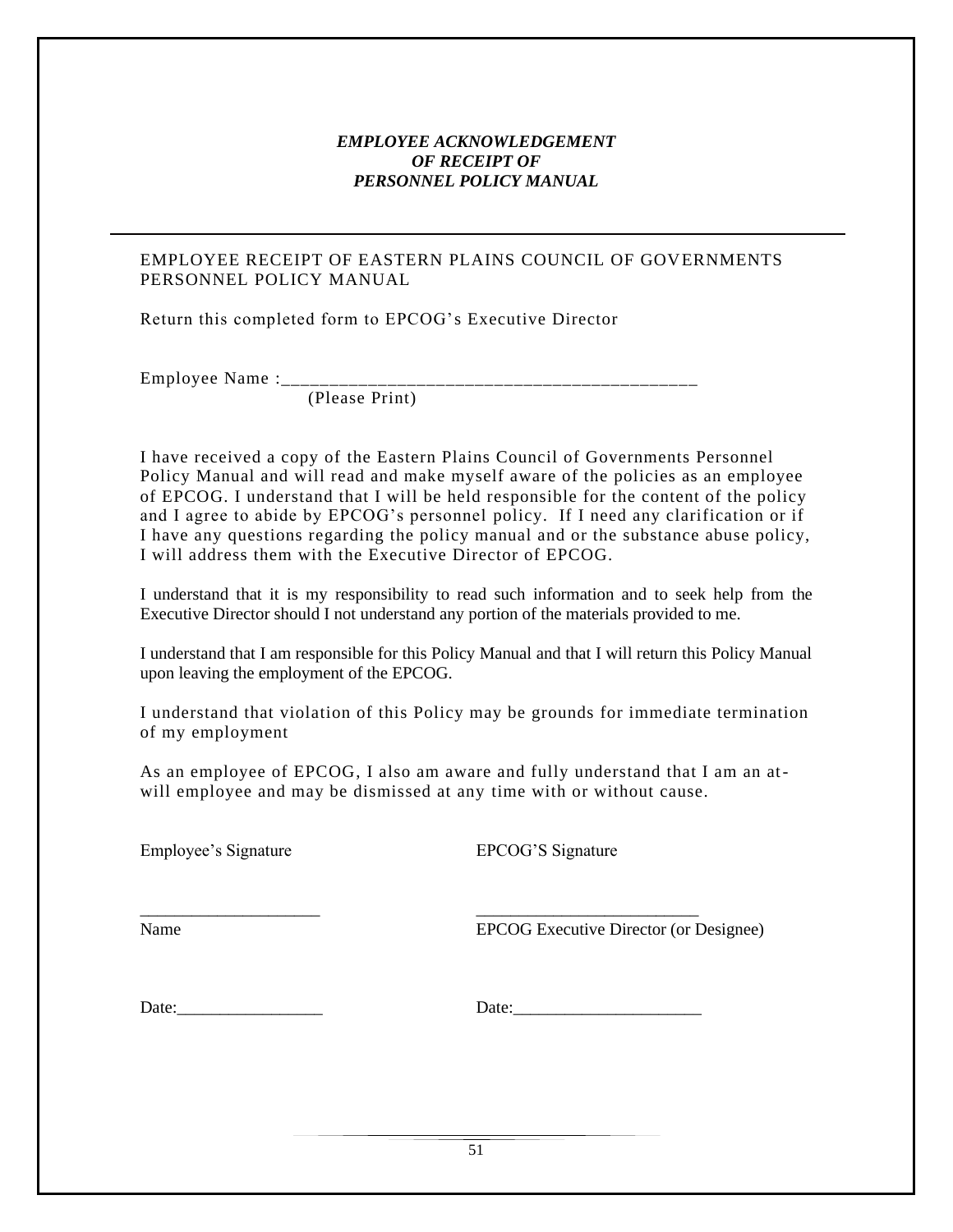### ***EMPLOYEE ACKNOWLEDGEMENT OF RECEIPT OF PERSONNEL POLICY MANUAL***

---

EMPLOYEE RECEIPT OF EASTERN PLAINS COUNCIL OF GOVERNMENTS PERSONNEL POLICY MANUAL

Return this completed form to EPCOG's Executive Director

Employee Name :____________________________________________
(Please Print)

I have received a copy of the Eastern Plains Council of Governments Personnel Policy Manual and will read and make myself aware of the policies as an employee of EPCOG. I understand that I will be held responsible for the content of the policy and I agree to abide by EPCOG's personnel policy. If I need any clarification or if I have any questions regarding the policy manual and or the substance abuse policy, I will address them with the Executive Director of EPCOG.

I understand that it is my responsibility to read such information and to seek help from the Executive Director should I not understand any portion of the materials provided to me.

I understand that I am responsible for this Policy Manual and that I will return this Policy Manual upon leaving the employment of the EPCOG.

I understand that violation of this Policy may be grounds for immediate termination of my employment

As an employee of EPCOG, I also am aware and fully understand that I am an at-will employee and may be dismissed at any time with or without cause.

| Employee's Signature | EPCOG'S Signature |
|---|---|
| ____________________ | _________________________ |
| Name | EPCOG Executive Director (or Designee) |
| Date:_________________ | Date:______________________ |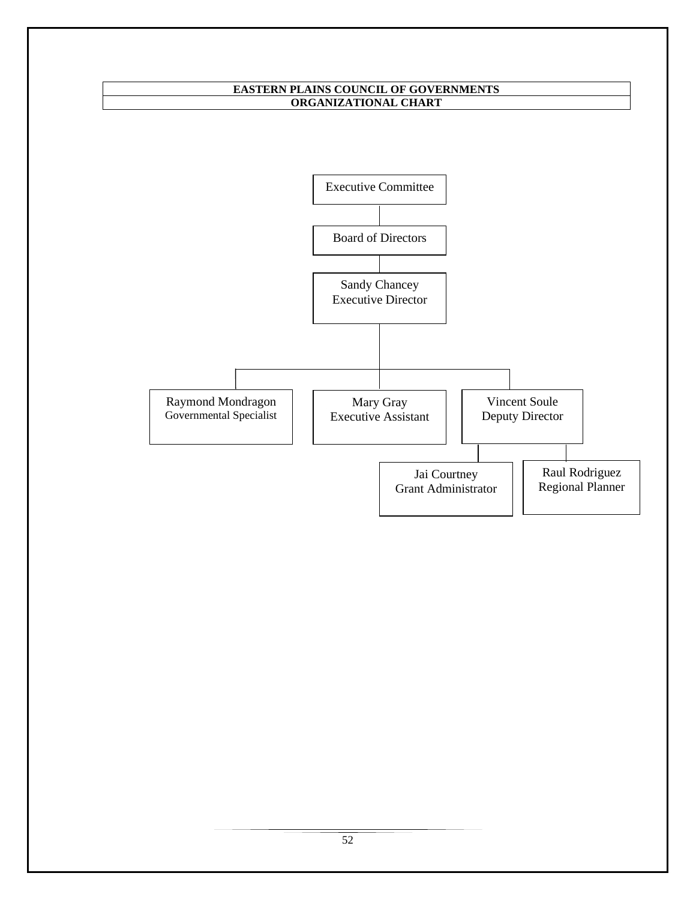**EASTERN PLAINS COUNCIL OF GOVERNMENTS**
**ORGANIZATIONAL CHART**

Executive Committee

Board of Directors

Sandy Chancey
Executive Director

Raymond Mondragon
Governmental Specialist

Mary Gray
Executive Assistant

Vincent Soule
Deputy Director

Jai Courtney
Grant Administrator

Raul Rodriguez
Regional Planner